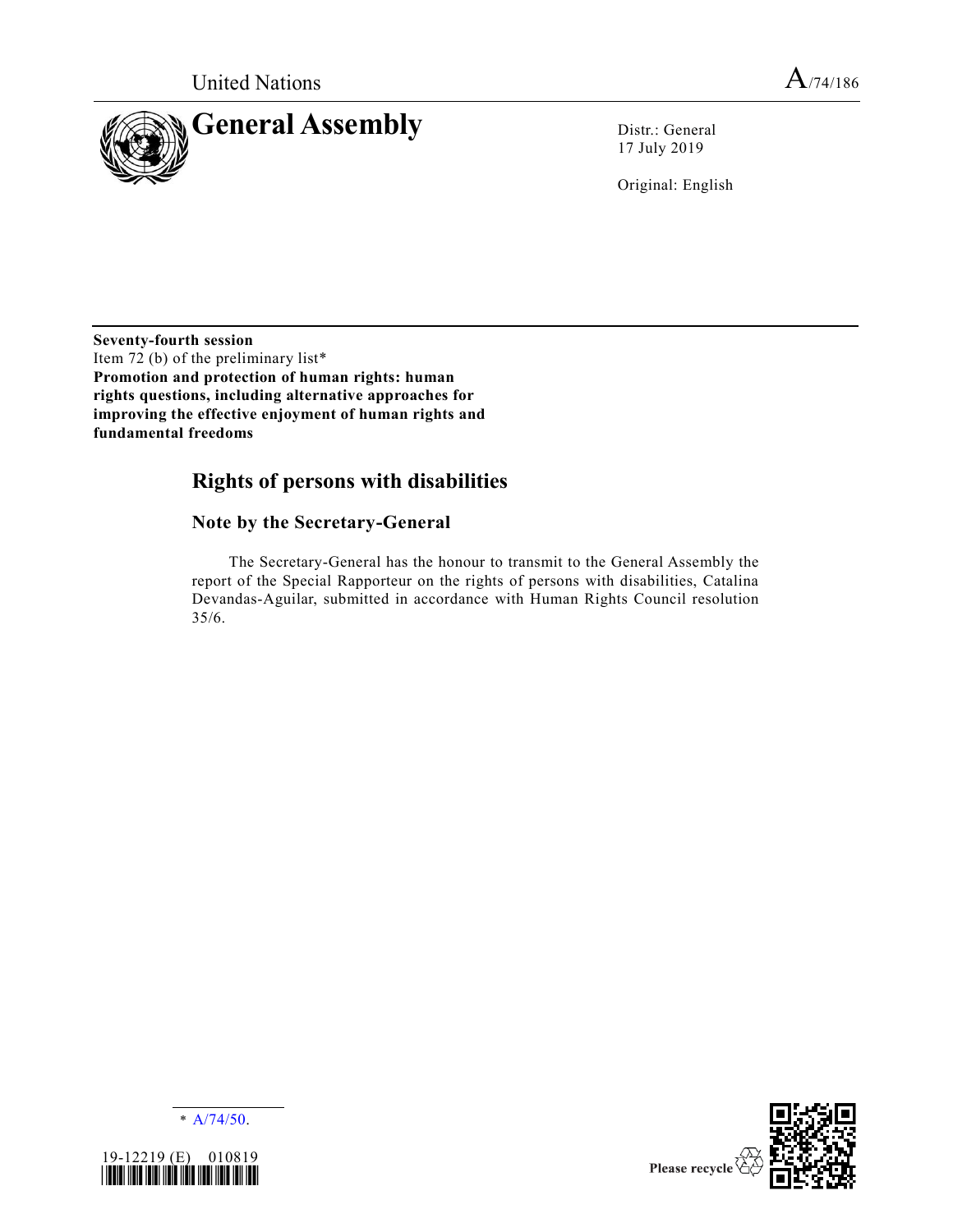United Nations

A/74/186

# General Assembly

Distr.: General
17 July 2019

Original: English

**Seventy-fourth session**
Item 72 (b) of the preliminary list*
**Promotion and protection of human rights: human rights questions, including alternative approaches for improving the effective enjoyment of human rights and fundamental freedoms**

## Rights of persons with disabilities

### Note by the Secretary-General

The Secretary-General has the honour to transmit to the General Assembly the report of the Special Rapporteur on the rights of persons with disabilities, Catalina Devandas-Aguilar, submitted in accordance with Human Rights Council resolution 35/6.

* A/74/50.

19-12219 (E) 010819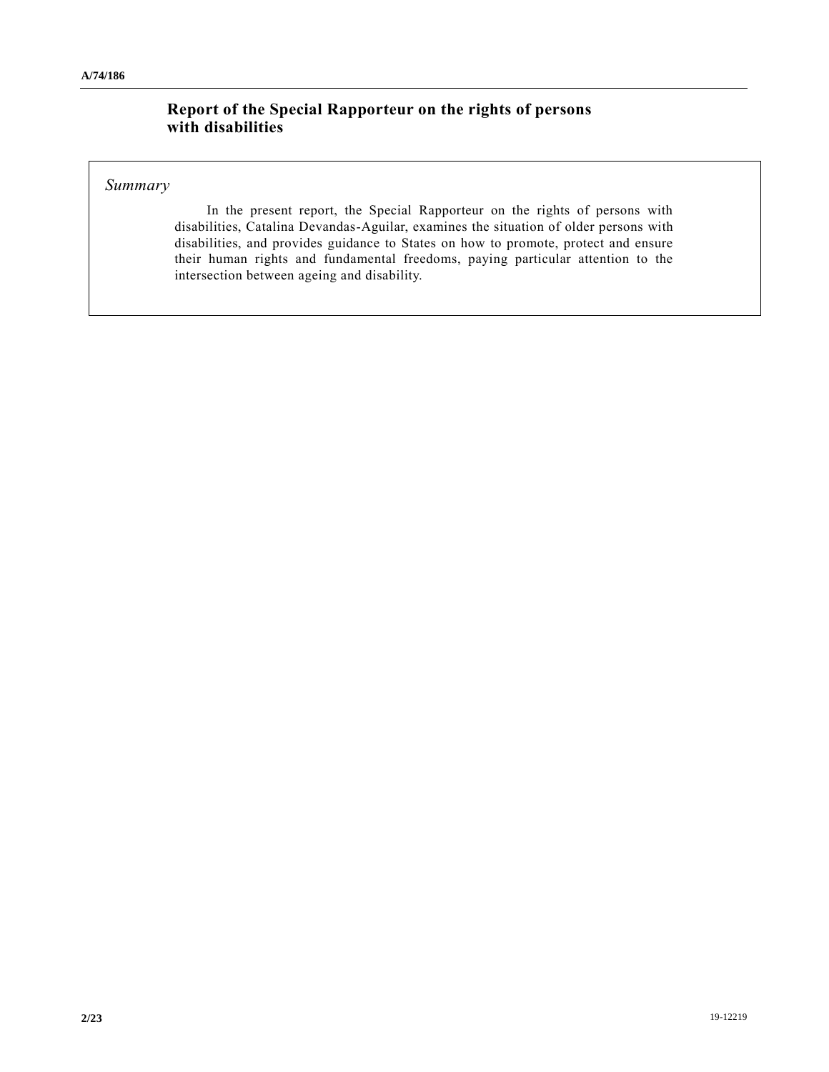# Report of the Special Rapporteur on the rights of persons with disabilities

*Summary*

In the present report, the Special Rapporteur on the rights of persons with disabilities, Catalina Devandas-Aguilar, examines the situation of older persons with disabilities, and provides guidance to States on how to promote, protect and ensure their human rights and fundamental freedoms, paying particular attention to the intersection between ageing and disability.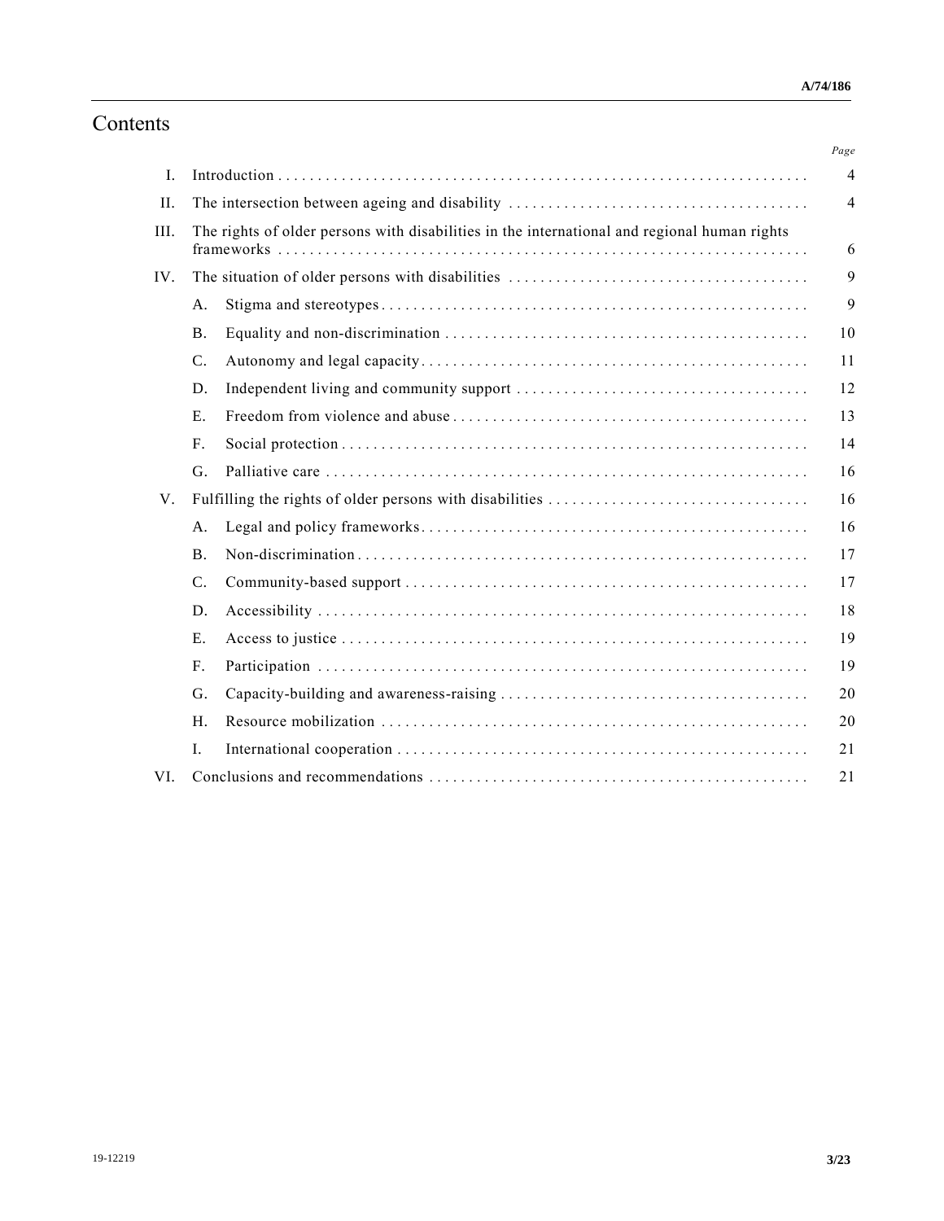# Contents

| | | | Page |
|---|---|---|---|
| I. | Introduction | | 4 |
| II. | The intersection between ageing and disability | | 4 |
| III. | The rights of older persons with disabilities in the international and regional human rights frameworks | | 6 |
| IV. | The situation of older persons with disabilities | | 9 |
| | A. | Stigma and stereotypes | 9 |
| | B. | Equality and non-discrimination | 10 |
| | C. | Autonomy and legal capacity | 11 |
| | D. | Independent living and community support | 12 |
| | E. | Freedom from violence and abuse | 13 |
| | F. | Social protection | 14 |
| | G. | Palliative care | 16 |
| V. | Fulfilling the rights of older persons with disabilities | | 16 |
| | A. | Legal and policy frameworks | 16 |
| | B. | Non-discrimination | 17 |
| | C. | Community-based support | 17 |
| | D. | Accessibility | 18 |
| | E. | Access to justice | 19 |
| | F. | Participation | 19 |
| | G. | Capacity-building and awareness-raising | 20 |
| | H. | Resource mobilization | 20 |
| | I. | International cooperation | 21 |
| VI. | Conclusions and recommendations | | 21 |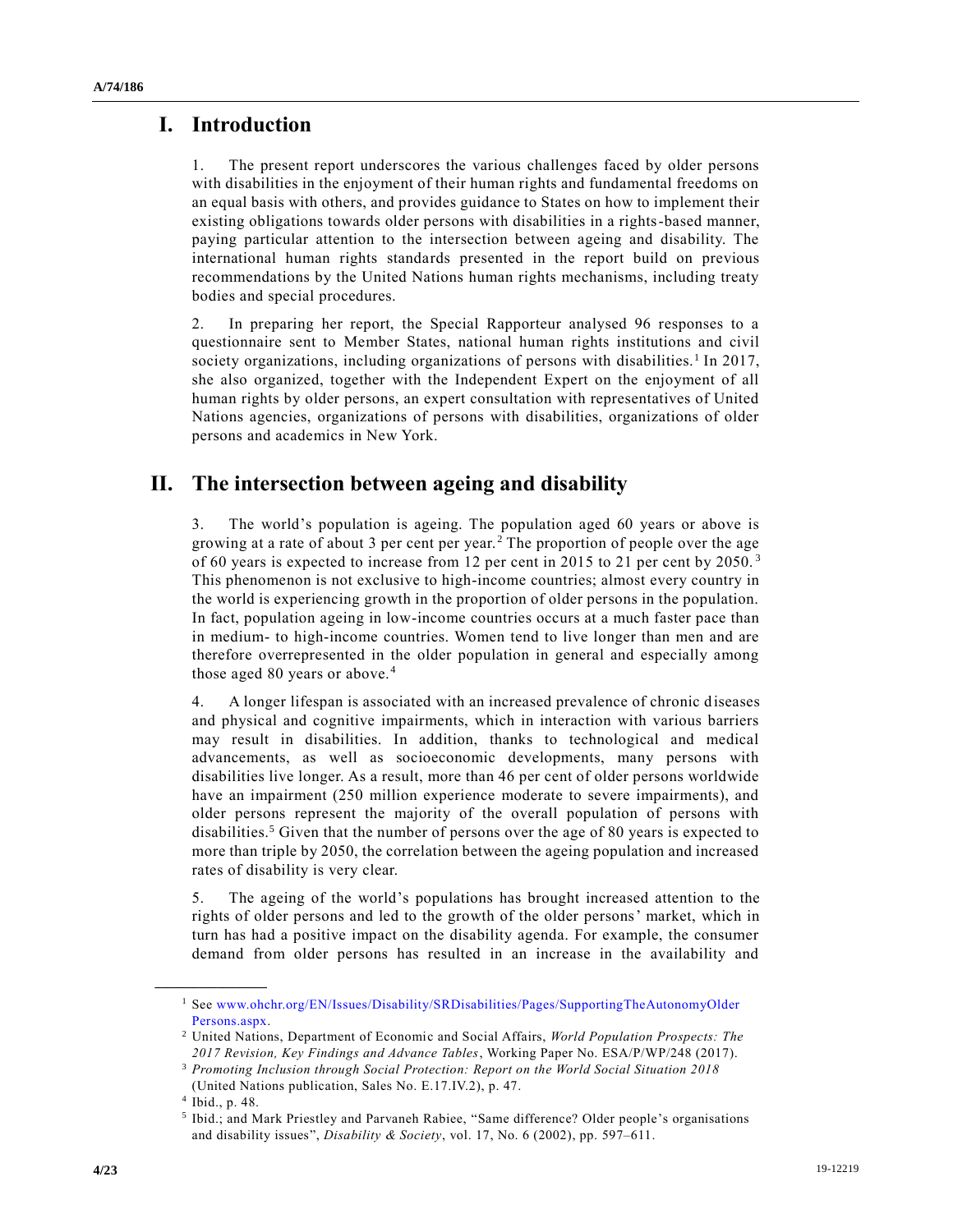# I. Introduction

1. The present report underscores the various challenges faced by older persons with disabilities in the enjoyment of their human rights and fundamental freedoms on an equal basis with others, and provides guidance to States on how to implement their existing obligations towards older persons with disabilities in a rights-based manner, paying particular attention to the intersection between ageing and disability. The international human rights standards presented in the report build on previous recommendations by the United Nations human rights mechanisms, including treaty bodies and special procedures.

2. In preparing her report, the Special Rapporteur analysed 96 responses to a questionnaire sent to Member States, national human rights institutions and civil society organizations, including organizations of persons with disabilities.[1] In 2017, she also organized, together with the Independent Expert on the enjoyment of all human rights by older persons, an expert consultation with representatives of United Nations agencies, organizations of persons with disabilities, organizations of older persons and academics in New York.

# II. The intersection between ageing and disability

3. The world's population is ageing. The population aged 60 years or above is growing at a rate of about 3 per cent per year.[2] The proportion of people over the age of 60 years is expected to increase from 12 per cent in 2015 to 21 per cent by 2050.[3] This phenomenon is not exclusive to high-income countries; almost every country in the world is experiencing growth in the proportion of older persons in the population. In fact, population ageing in low-income countries occurs at a much faster pace than in medium- to high-income countries. Women tend to live longer than men and are therefore overrepresented in the older population in general and especially among those aged 80 years or above.[4]

4. A longer lifespan is associated with an increased prevalence of chronic diseases and physical and cognitive impairments, which in interaction with various barriers may result in disabilities. In addition, thanks to technological and medical advancements, as well as socioeconomic developments, many persons with disabilities live longer. As a result, more than 46 per cent of older persons worldwide have an impairment (250 million experience moderate to severe impairments), and older persons represent the majority of the overall population of persons with disabilities.[5] Given that the number of persons over the age of 80 years is expected to more than triple by 2050, the correlation between the ageing population and increased rates of disability is very clear.

5. The ageing of the world's populations has brought increased attention to the rights of older persons and led to the growth of the older persons' market, which in turn has had a positive impact on the disability agenda. For example, the consumer demand from older persons has resulted in an increase in the availability and

---

[1] See www.ohchr.org/EN/Issues/Disability/SRDisabilities/Pages/SupportingTheAutonomyOlderPersons.aspx.

[2] United Nations, Department of Economic and Social Affairs, *World Population Prospects: The 2017 Revision, Key Findings and Advance Tables*, Working Paper No. ESA/P/WP/248 (2017).

[3] *Promoting Inclusion through Social Protection: Report on the World Social Situation 2018* (United Nations publication, Sales No. E.17.IV.2), p. 47.

[4] Ibid., p. 48.

[5] Ibid.; and Mark Priestley and Parvaneh Rabiee, "Same difference? Older people's organisations and disability issues", *Disability & Society*, vol. 17, No. 6 (2002), pp. 597–611.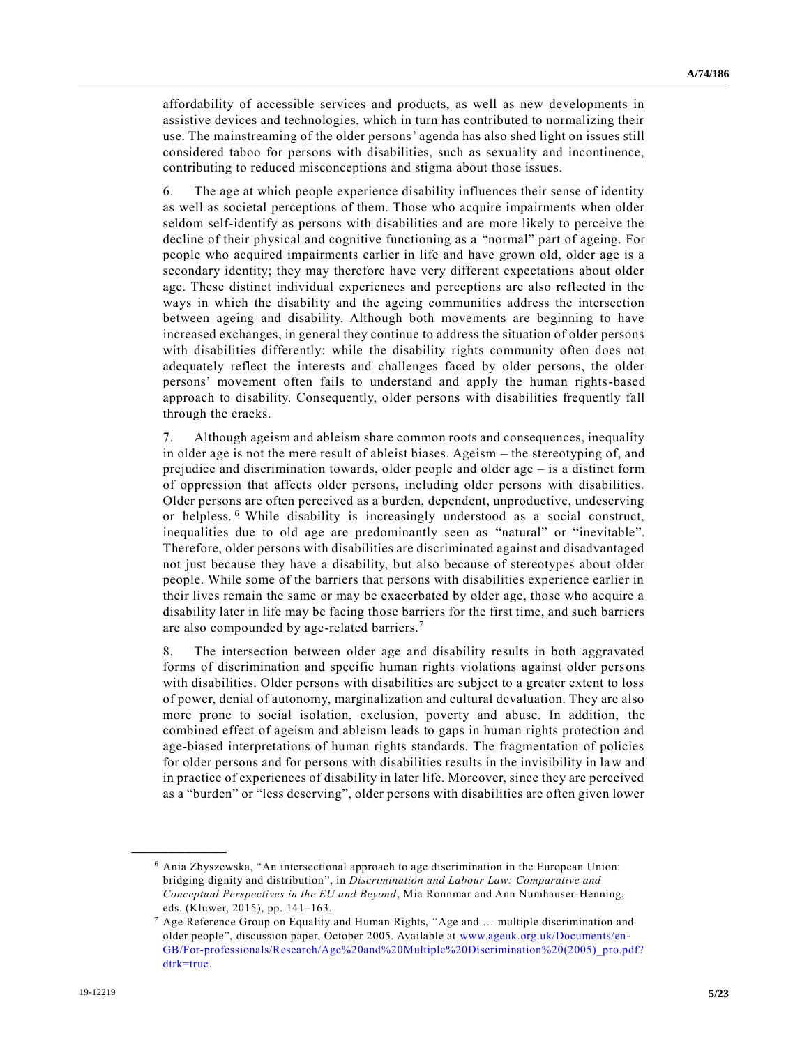affordability of accessible services and products, as well as new developments in assistive devices and technologies, which in turn has contributed to normalizing their use. The mainstreaming of the older persons' agenda has also shed light on issues still considered taboo for persons with disabilities, such as sexuality and incontinence, contributing to reduced misconceptions and stigma about those issues.

6. The age at which people experience disability influences their sense of identity as well as societal perceptions of them. Those who acquire impairments when older seldom self-identify as persons with disabilities and are more likely to perceive the decline of their physical and cognitive functioning as a "normal" part of ageing. For people who acquired impairments earlier in life and have grown old, older age is a secondary identity; they may therefore have very different expectations about older age. These distinct individual experiences and perceptions are also reflected in the ways in which the disability and the ageing communities address the intersection between ageing and disability. Although both movements are beginning to have increased exchanges, in general they continue to address the situation of older persons with disabilities differently: while the disability rights community often does not adequately reflect the interests and challenges faced by older persons, the older persons' movement often fails to understand and apply the human rights-based approach to disability. Consequently, older persons with disabilities frequently fall through the cracks.

7. Although ageism and ableism share common roots and consequences, inequality in older age is not the mere result of ableist biases. Ageism – the stereotyping of, and prejudice and discrimination towards, older people and older age – is a distinct form of oppression that affects older persons, including older persons with disabilities. Older persons are often perceived as a burden, dependent, unproductive, undeserving or helpless.[6] While disability is increasingly understood as a social construct, inequalities due to old age are predominantly seen as "natural" or "inevitable". Therefore, older persons with disabilities are discriminated against and disadvantaged not just because they have a disability, but also because of stereotypes about older people. While some of the barriers that persons with disabilities experience earlier in their lives remain the same or may be exacerbated by older age, those who acquire a disability later in life may be facing those barriers for the first time, and such barriers are also compounded by age-related barriers.[7]

8. The intersection between older age and disability results in both aggravated forms of discrimination and specific human rights violations against older persons with disabilities. Older persons with disabilities are subject to a greater extent to loss of power, denial of autonomy, marginalization and cultural devaluation. They are also more prone to social isolation, exclusion, poverty and abuse. In addition, the combined effect of ageism and ableism leads to gaps in human rights protection and age-biased interpretations of human rights standards. The fragmentation of policies for older persons and for persons with disabilities results in the invisibility in law and in practice of experiences of disability in later life. Moreover, since they are perceived as a "burden" or "less deserving", older persons with disabilities are often given lower

---

[6] Ania Zbyszewska, "An intersectional approach to age discrimination in the European Union: bridging dignity and distribution", in *Discrimination and Labour Law: Comparative and Conceptual Perspectives in the EU and Beyond*, Mia Ronnmar and Ann Numhauser-Henning, eds. (Kluwer, 2015), pp. 141–163.

[7] Age Reference Group on Equality and Human Rights, "Age and … multiple discrimination and older people", discussion paper, October 2005. Available at www.ageuk.org.uk/Documents/en-GB/For-professionals/Research/Age%20and%20Multiple%20Discrimination%20(2005)_pro.pdf?dtrk=true.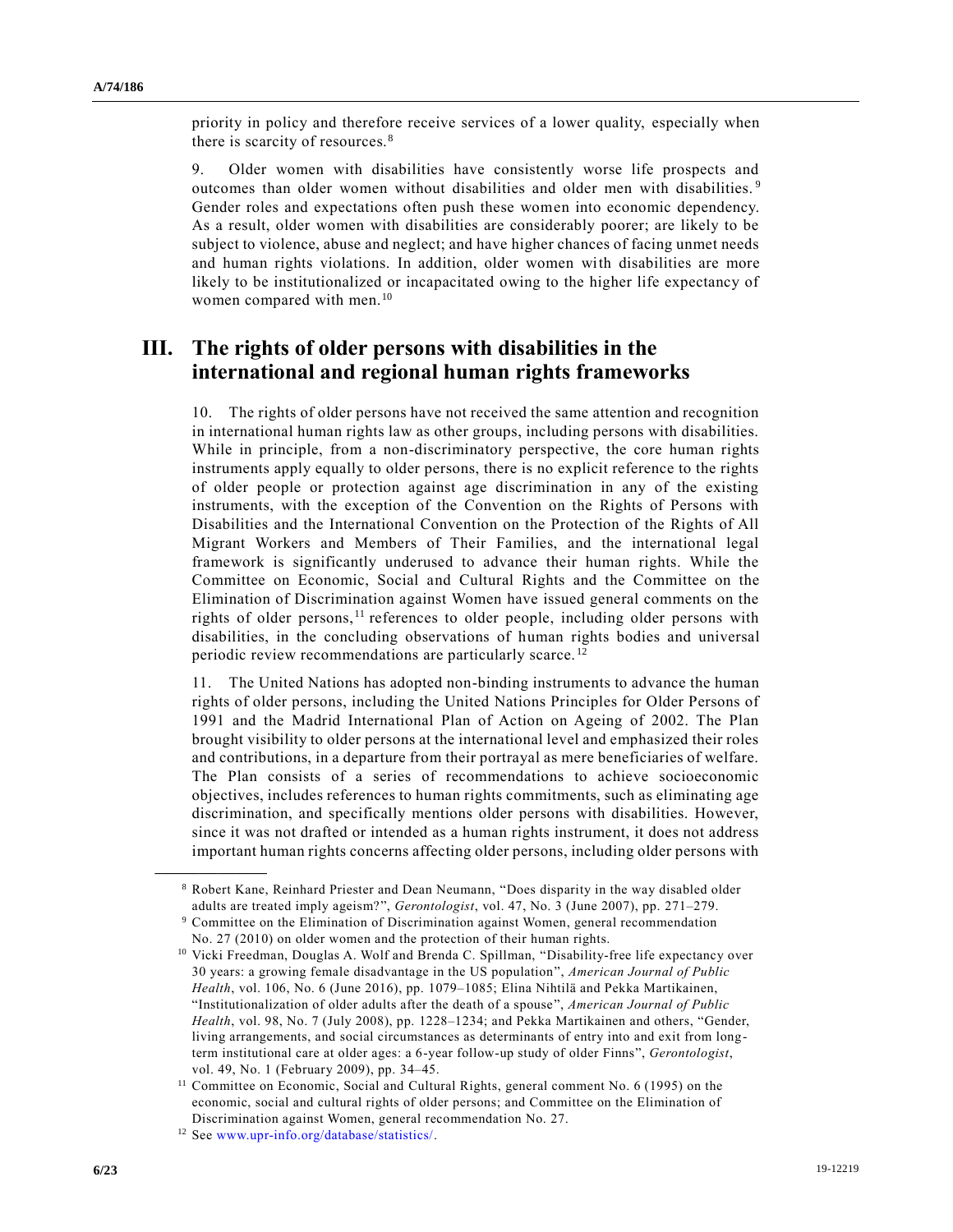priority in policy and therefore receive services of a lower quality, especially when there is scarcity of resources.[8]

9. Older women with disabilities have consistently worse life prospects and outcomes than older women without disabilities and older men with disabilities.[9] Gender roles and expectations often push these women into economic dependency. As a result, older women with disabilities are considerably poorer; are likely to be subject to violence, abuse and neglect; and have higher chances of facing unmet needs and human rights violations. In addition, older women with disabilities are more likely to be institutionalized or incapacitated owing to the higher life expectancy of women compared with men.[10]

## III. The rights of older persons with disabilities in the international and regional human rights frameworks

10. The rights of older persons have not received the same attention and recognition in international human rights law as other groups, including persons with disabilities. While in principle, from a non-discriminatory perspective, the core human rights instruments apply equally to older persons, there is no explicit reference to the rights of older people or protection against age discrimination in any of the existing instruments, with the exception of the Convention on the Rights of Persons with Disabilities and the International Convention on the Protection of the Rights of All Migrant Workers and Members of Their Families, and the international legal framework is significantly underused to advance their human rights. While the Committee on Economic, Social and Cultural Rights and the Committee on the Elimination of Discrimination against Women have issued general comments on the rights of older persons,[11] references to older people, including older persons with disabilities, in the concluding observations of human rights bodies and universal periodic review recommendations are particularly scarce.[12]

11. The United Nations has adopted non-binding instruments to advance the human rights of older persons, including the United Nations Principles for Older Persons of 1991 and the Madrid International Plan of Action on Ageing of 2002. The Plan brought visibility to older persons at the international level and emphasized their roles and contributions, in a departure from their portrayal as mere beneficiaries of welfare. The Plan consists of a series of recommendations to achieve socioeconomic objectives, includes references to human rights commitments, such as eliminating age discrimination, and specifically mentions older persons with disabilities. However, since it was not drafted or intended as a human rights instrument, it does not address important human rights concerns affecting older persons, including older persons with

---

[8] Robert Kane, Reinhard Priester and Dean Neumann, "Does disparity in the way disabled older adults are treated imply ageism?", *Gerontologist*, vol. 47, No. 3 (June 2007), pp. 271–279.

[9] Committee on the Elimination of Discrimination against Women, general recommendation No. 27 (2010) on older women and the protection of their human rights.

[10] Vicki Freedman, Douglas A. Wolf and Brenda C. Spillman, "Disability-free life expectancy over 30 years: a growing female disadvantage in the US population", *American Journal of Public Health*, vol. 106, No. 6 (June 2016), pp. 1079–1085; Elina Nihtilä and Pekka Martikainen, "Institutionalization of older adults after the death of a spouse", *American Journal of Public Health*, vol. 98, No. 7 (July 2008), pp. 1228–1234; and Pekka Martikainen and others, "Gender, living arrangements, and social circumstances as determinants of entry into and exit from long-term institutional care at older ages: a 6-year follow-up study of older Finns", *Gerontologist*, vol. 49, No. 1 (February 2009), pp. 34–45.

[11] Committee on Economic, Social and Cultural Rights, general comment No. 6 (1995) on the economic, social and cultural rights of older persons; and Committee on the Elimination of Discrimination against Women, general recommendation No. 27.

[12] See www.upr-info.org/database/statistics/.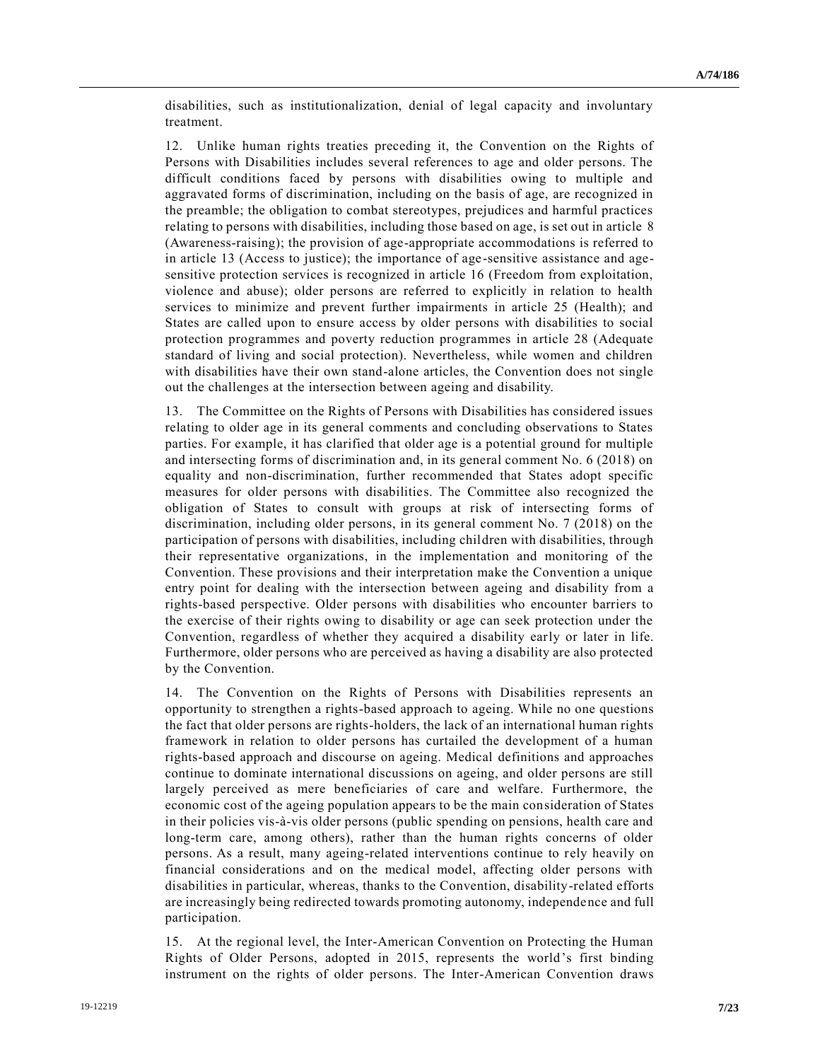disabilities, such as institutionalization, denial of legal capacity and involuntary treatment.

12. Unlike human rights treaties preceding it, the Convention on the Rights of Persons with Disabilities includes several references to age and older persons. The difficult conditions faced by persons with disabilities owing to multiple and aggravated forms of discrimination, including on the basis of age, are recognized in the preamble; the obligation to combat stereotypes, prejudices and harmful practices relating to persons with disabilities, including those based on age, is set out in article 8 (Awareness-raising); the provision of age-appropriate accommodations is referred to in article 13 (Access to justice); the importance of age-sensitive assistance and age-sensitive protection services is recognized in article 16 (Freedom from exploitation, violence and abuse); older persons are referred to explicitly in relation to health services to minimize and prevent further impairments in article 25 (Health); and States are called upon to ensure access by older persons with disabilities to social protection programmes and poverty reduction programmes in article 28 (Adequate standard of living and social protection). Nevertheless, while women and children with disabilities have their own stand-alone articles, the Convention does not single out the challenges at the intersection between ageing and disability.

13. The Committee on the Rights of Persons with Disabilities has considered issues relating to older age in its general comments and concluding observations to States parties. For example, it has clarified that older age is a potential ground for multiple and intersecting forms of discrimination and, in its general comment No. 6 (2018) on equality and non-discrimination, further recommended that States adopt specific measures for older persons with disabilities. The Committee also recognized the obligation of States to consult with groups at risk of intersecting forms of discrimination, including older persons, in its general comment No. 7 (2018) on the participation of persons with disabilities, including children with disabilities, through their representative organizations, in the implementation and monitoring of the Convention. These provisions and their interpretation make the Convention a unique entry point for dealing with the intersection between ageing and disability from a rights-based perspective. Older persons with disabilities who encounter barriers to the exercise of their rights owing to disability or age can seek protection under the Convention, regardless of whether they acquired a disability early or later in life. Furthermore, older persons who are perceived as having a disability are also protected by the Convention.

14. The Convention on the Rights of Persons with Disabilities represents an opportunity to strengthen a rights-based approach to ageing. While no one questions the fact that older persons are rights-holders, the lack of an international human rights framework in relation to older persons has curtailed the development of a human rights-based approach and discourse on ageing. Medical definitions and approaches continue to dominate international discussions on ageing, and older persons are still largely perceived as mere beneficiaries of care and welfare. Furthermore, the economic cost of the ageing population appears to be the main consideration of States in their policies vis-à-vis older persons (public spending on pensions, health care and long-term care, among others), rather than the human rights concerns of older persons. As a result, many ageing-related interventions continue to rely heavily on financial considerations and on the medical model, affecting older persons with disabilities in particular, whereas, thanks to the Convention, disability-related efforts are increasingly being redirected towards promoting autonomy, independence and full participation.

15. At the regional level, the Inter-American Convention on Protecting the Human Rights of Older Persons, adopted in 2015, represents the world's first binding instrument on the rights of older persons. The Inter-American Convention draws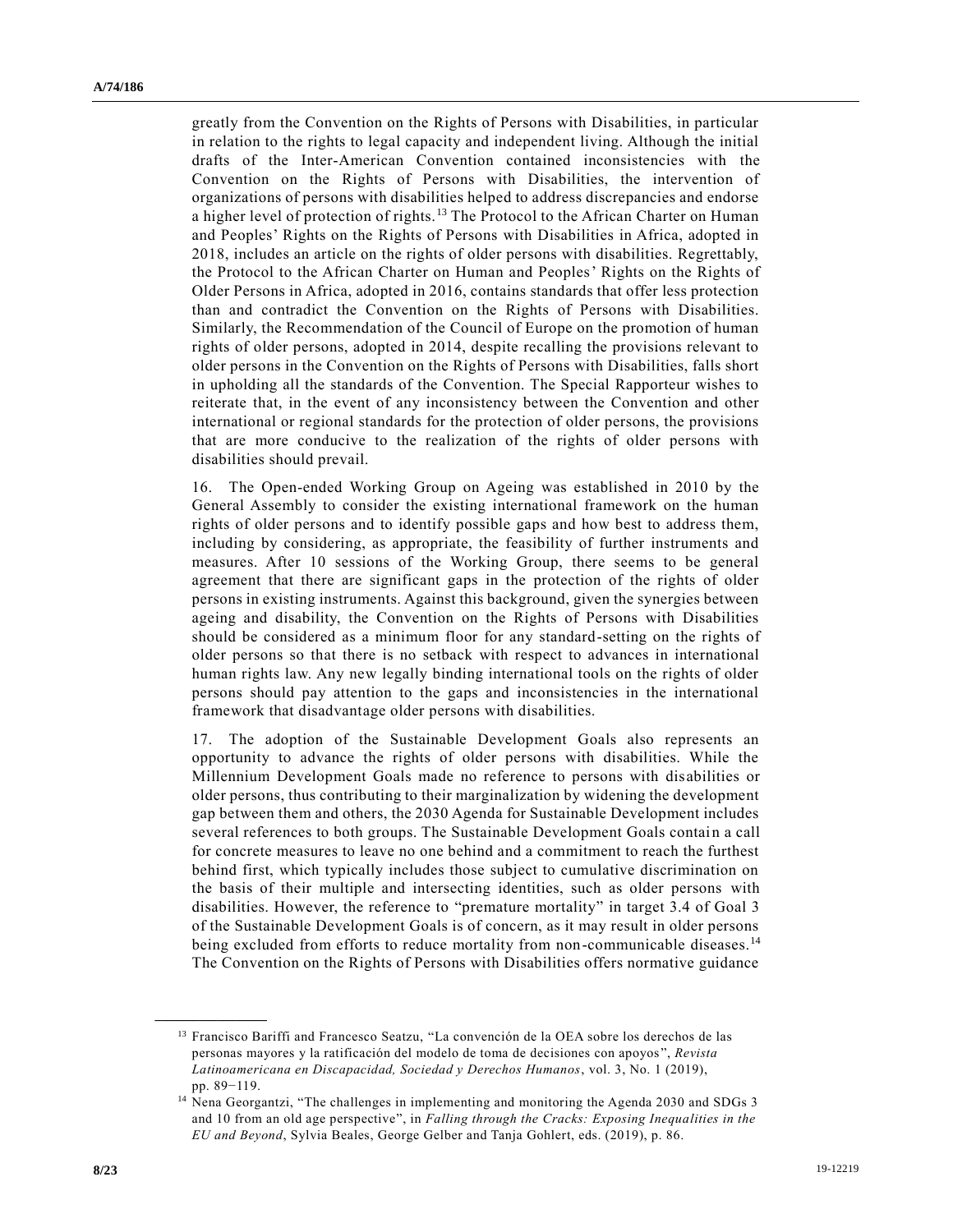greatly from the Convention on the Rights of Persons with Disabilities, in particular in relation to the rights to legal capacity and independent living. Although the initial drafts of the Inter-American Convention contained inconsistencies with the Convention on the Rights of Persons with Disabilities, the intervention of organizations of persons with disabilities helped to address discrepancies and endorse a higher level of protection of rights.[13] The Protocol to the African Charter on Human and Peoples' Rights on the Rights of Persons with Disabilities in Africa, adopted in 2018, includes an article on the rights of older persons with disabilities. Regrettably, the Protocol to the African Charter on Human and Peoples' Rights on the Rights of Older Persons in Africa, adopted in 2016, contains standards that offer less protection than and contradict the Convention on the Rights of Persons with Disabilities. Similarly, the Recommendation of the Council of Europe on the promotion of human rights of older persons, adopted in 2014, despite recalling the provisions relevant to older persons in the Convention on the Rights of Persons with Disabilities, falls short in upholding all the standards of the Convention. The Special Rapporteur wishes to reiterate that, in the event of any inconsistency between the Convention and other international or regional standards for the protection of older persons, the provisions that are more conducive to the realization of the rights of older persons with disabilities should prevail.

16. The Open-ended Working Group on Ageing was established in 2010 by the General Assembly to consider the existing international framework on the human rights of older persons and to identify possible gaps and how best to address them, including by considering, as appropriate, the feasibility of further instruments and measures. After 10 sessions of the Working Group, there seems to be general agreement that there are significant gaps in the protection of the rights of older persons in existing instruments. Against this background, given the synergies between ageing and disability, the Convention on the Rights of Persons with Disabilities should be considered as a minimum floor for any standard-setting on the rights of older persons so that there is no setback with respect to advances in international human rights law. Any new legally binding international tools on the rights of older persons should pay attention to the gaps and inconsistencies in the international framework that disadvantage older persons with disabilities.

17. The adoption of the Sustainable Development Goals also represents an opportunity to advance the rights of older persons with disabilities. While the Millennium Development Goals made no reference to persons with disabilities or older persons, thus contributing to their marginalization by widening the development gap between them and others, the 2030 Agenda for Sustainable Development includes several references to both groups. The Sustainable Development Goals contain a call for concrete measures to leave no one behind and a commitment to reach the furthest behind first, which typically includes those subject to cumulative discrimination on the basis of their multiple and intersecting identities, such as older persons with disabilities. However, the reference to "premature mortality" in target 3.4 of Goal 3 of the Sustainable Development Goals is of concern, as it may result in older persons being excluded from efforts to reduce mortality from non-communicable diseases.[14] The Convention on the Rights of Persons with Disabilities offers normative guidance

---

[13] Francisco Bariffi and Francesco Seatzu, "La convención de la OEA sobre los derechos de las personas mayores y la ratificación del modelo de toma de decisiones con apoyos", *Revista Latinoamericana en Discapacidad, Sociedad y Derechos Humanos*, vol. 3, No. 1 (2019), pp. 89−119.

[14] Nena Georgantzi, "The challenges in implementing and monitoring the Agenda 2030 and SDGs 3 and 10 from an old age perspective", in *Falling through the Cracks: Exposing Inequalities in the EU and Beyond*, Sylvia Beales, George Gelber and Tanja Gohlert, eds. (2019), p. 86.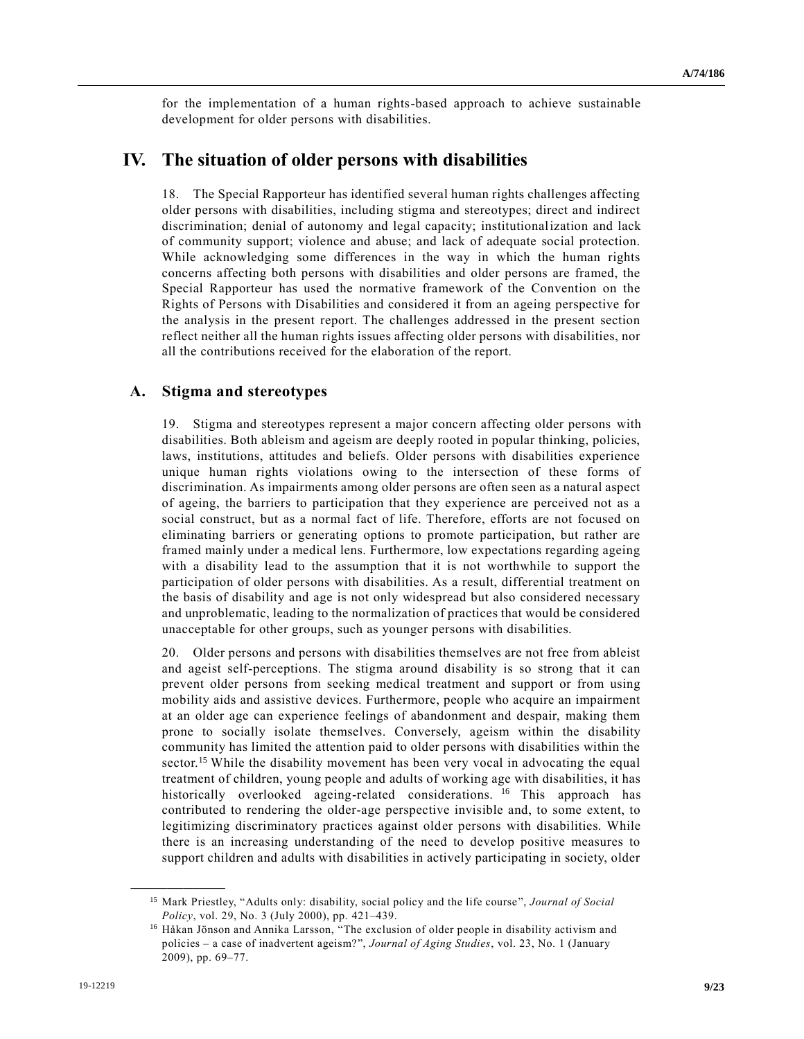for the implementation of a human rights-based approach to achieve sustainable development for older persons with disabilities.

# IV. The situation of older persons with disabilities

18. The Special Rapporteur has identified several human rights challenges affecting older persons with disabilities, including stigma and stereotypes; direct and indirect discrimination; denial of autonomy and legal capacity; institutionalization and lack of community support; violence and abuse; and lack of adequate social protection. While acknowledging some differences in the way in which the human rights concerns affecting both persons with disabilities and older persons are framed, the Special Rapporteur has used the normative framework of the Convention on the Rights of Persons with Disabilities and considered it from an ageing perspective for the analysis in the present report. The challenges addressed in the present section reflect neither all the human rights issues affecting older persons with disabilities, nor all the contributions received for the elaboration of the report.

## A. Stigma and stereotypes

19. Stigma and stereotypes represent a major concern affecting older persons with disabilities. Both ableism and ageism are deeply rooted in popular thinking, policies, laws, institutions, attitudes and beliefs. Older persons with disabilities experience unique human rights violations owing to the intersection of these forms of discrimination. As impairments among older persons are often seen as a natural aspect of ageing, the barriers to participation that they experience are perceived not as a social construct, but as a normal fact of life. Therefore, efforts are not focused on eliminating barriers or generating options to promote participation, but rather are framed mainly under a medical lens. Furthermore, low expectations regarding ageing with a disability lead to the assumption that it is not worthwhile to support the participation of older persons with disabilities. As a result, differential treatment on the basis of disability and age is not only widespread but also considered necessary and unproblematic, leading to the normalization of practices that would be considered unacceptable for other groups, such as younger persons with disabilities.

20. Older persons and persons with disabilities themselves are not free from ableist and ageist self-perceptions. The stigma around disability is so strong that it can prevent older persons from seeking medical treatment and support or from using mobility aids and assistive devices. Furthermore, people who acquire an impairment at an older age can experience feelings of abandonment and despair, making them prone to socially isolate themselves. Conversely, ageism within the disability community has limited the attention paid to older persons with disabilities within the sector.[15] While the disability movement has been very vocal in advocating the equal treatment of children, young people and adults of working age with disabilities, it has historically overlooked ageing-related considerations.[16] This approach has contributed to rendering the older-age perspective invisible and, to some extent, to legitimizing discriminatory practices against older persons with disabilities. While there is an increasing understanding of the need to develop positive measures to support children and adults with disabilities in actively participating in society, older

---

[15] Mark Priestley, "Adults only: disability, social policy and the life course", *Journal of Social Policy*, vol. 29, No. 3 (July 2000), pp. 421–439.

[16] Håkan Jönson and Annika Larsson, "The exclusion of older people in disability activism and policies – a case of inadvertent ageism?", *Journal of Aging Studies*, vol. 23, No. 1 (January 2009), pp. 69–77.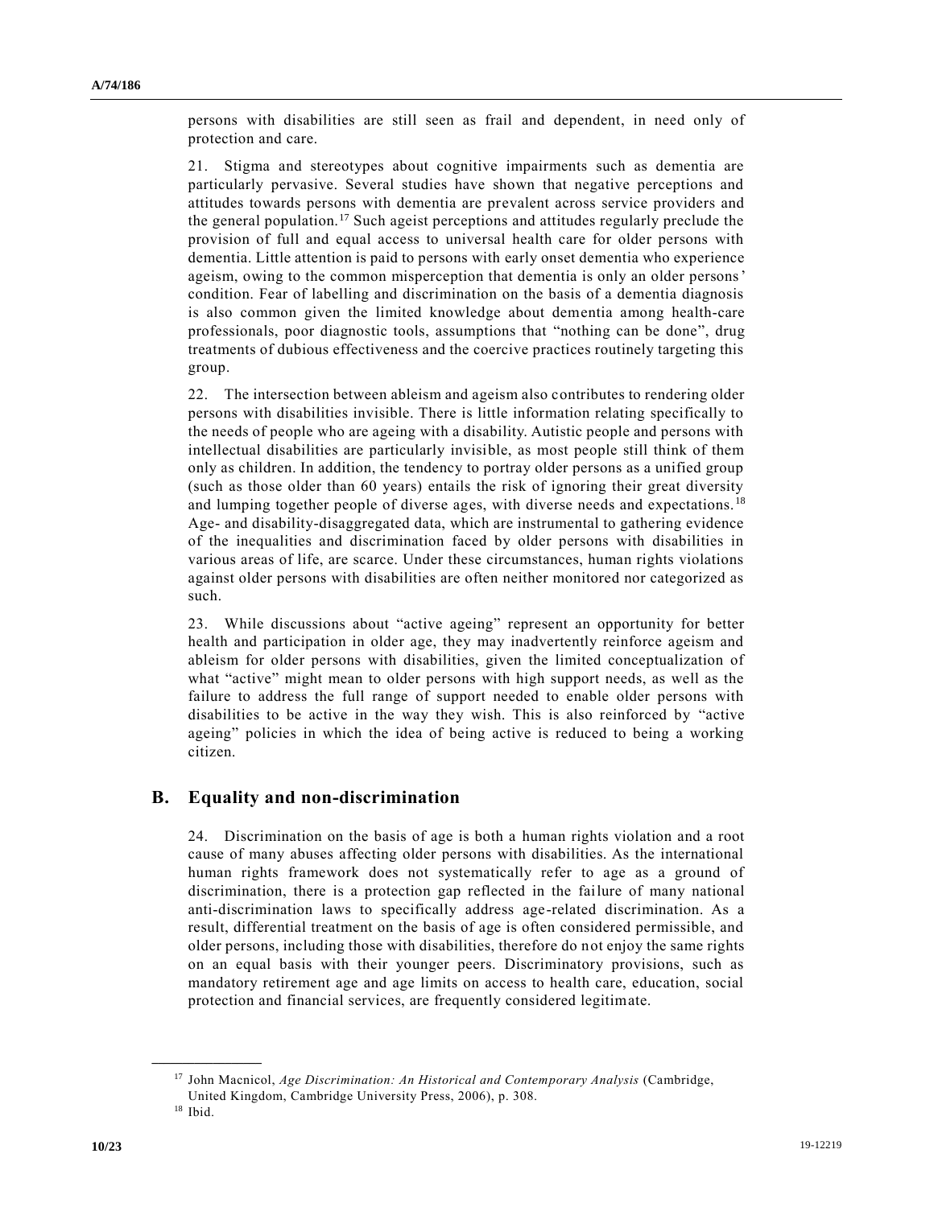persons with disabilities are still seen as frail and dependent, in need only of protection and care.

21. Stigma and stereotypes about cognitive impairments such as dementia are particularly pervasive. Several studies have shown that negative perceptions and attitudes towards persons with dementia are prevalent across service providers and the general population.[17] Such ageist perceptions and attitudes regularly preclude the provision of full and equal access to universal health care for older persons with dementia. Little attention is paid to persons with early onset dementia who experience ageism, owing to the common misperception that dementia is only an older persons' condition. Fear of labelling and discrimination on the basis of a dementia diagnosis is also common given the limited knowledge about dementia among health-care professionals, poor diagnostic tools, assumptions that "nothing can be done", drug treatments of dubious effectiveness and the coercive practices routinely targeting this group.

22. The intersection between ableism and ageism also contributes to rendering older persons with disabilities invisible. There is little information relating specifically to the needs of people who are ageing with a disability. Autistic people and persons with intellectual disabilities are particularly invisible, as most people still think of them only as children. In addition, the tendency to portray older persons as a unified group (such as those older than 60 years) entails the risk of ignoring their great diversity and lumping together people of diverse ages, with diverse needs and expectations.[18] Age- and disability-disaggregated data, which are instrumental to gathering evidence of the inequalities and discrimination faced by older persons with disabilities in various areas of life, are scarce. Under these circumstances, human rights violations against older persons with disabilities are often neither monitored nor categorized as such.

23. While discussions about "active ageing" represent an opportunity for better health and participation in older age, they may inadvertently reinforce ageism and ableism for older persons with disabilities, given the limited conceptualization of what "active" might mean to older persons with high support needs, as well as the failure to address the full range of support needed to enable older persons with disabilities to be active in the way they wish. This is also reinforced by "active ageing" policies in which the idea of being active is reduced to being a working citizen.

## B. Equality and non-discrimination

24. Discrimination on the basis of age is both a human rights violation and a root cause of many abuses affecting older persons with disabilities. As the international human rights framework does not systematically refer to age as a ground of discrimination, there is a protection gap reflected in the failure of many national anti-discrimination laws to specifically address age-related discrimination. As a result, differential treatment on the basis of age is often considered permissible, and older persons, including those with disabilities, therefore do not enjoy the same rights on an equal basis with their younger peers. Discriminatory provisions, such as mandatory retirement age and age limits on access to health care, education, social protection and financial services, are frequently considered legitimate.

---

[17] John Macnicol, *Age Discrimination: An Historical and Contemporary Analysis* (Cambridge, United Kingdom, Cambridge University Press, 2006), p. 308.

[18] Ibid.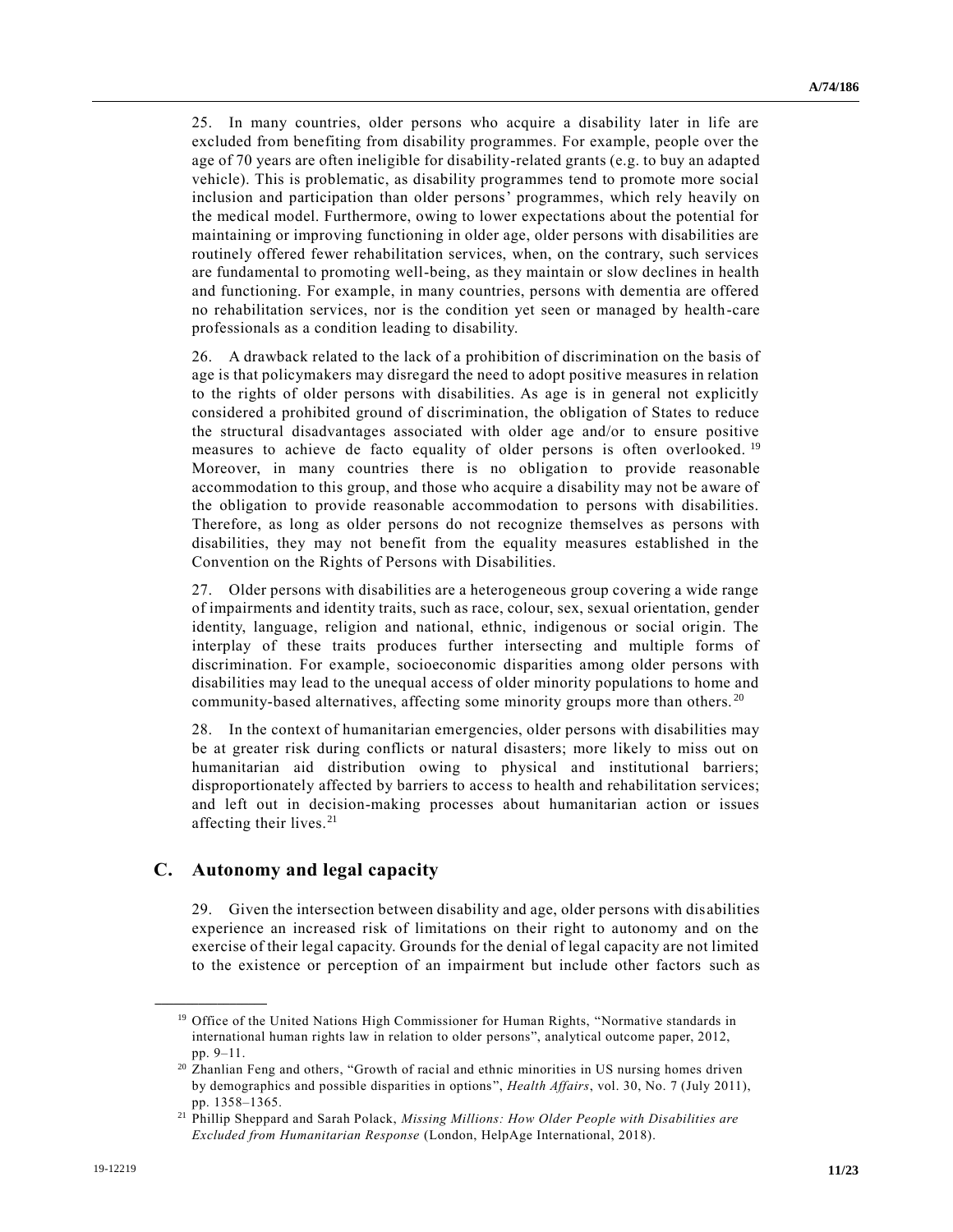25. In many countries, older persons who acquire a disability later in life are excluded from benefiting from disability programmes. For example, people over the age of 70 years are often ineligible for disability-related grants (e.g. to buy an adapted vehicle). This is problematic, as disability programmes tend to promote more social inclusion and participation than older persons' programmes, which rely heavily on the medical model. Furthermore, owing to lower expectations about the potential for maintaining or improving functioning in older age, older persons with disabilities are routinely offered fewer rehabilitation services, when, on the contrary, such services are fundamental to promoting well-being, as they maintain or slow declines in health and functioning. For example, in many countries, persons with dementia are offered no rehabilitation services, nor is the condition yet seen or managed by health-care professionals as a condition leading to disability.

26. A drawback related to the lack of a prohibition of discrimination on the basis of age is that policymakers may disregard the need to adopt positive measures in relation to the rights of older persons with disabilities. As age is in general not explicitly considered a prohibited ground of discrimination, the obligation of States to reduce the structural disadvantages associated with older age and/or to ensure positive measures to achieve de facto equality of older persons is often overlooked.[19] Moreover, in many countries there is no obligation to provide reasonable accommodation to this group, and those who acquire a disability may not be aware of the obligation to provide reasonable accommodation to persons with disabilities. Therefore, as long as older persons do not recognize themselves as persons with disabilities, they may not benefit from the equality measures established in the Convention on the Rights of Persons with Disabilities.

27. Older persons with disabilities are a heterogeneous group covering a wide range of impairments and identity traits, such as race, colour, sex, sexual orientation, gender identity, language, religion and national, ethnic, indigenous or social origin. The interplay of these traits produces further intersecting and multiple forms of discrimination. For example, socioeconomic disparities among older persons with disabilities may lead to the unequal access of older minority populations to home and community-based alternatives, affecting some minority groups more than others.[20]

28. In the context of humanitarian emergencies, older persons with disabilities may be at greater risk during conflicts or natural disasters; more likely to miss out on humanitarian aid distribution owing to physical and institutional barriers; disproportionately affected by barriers to access to health and rehabilitation services; and left out in decision-making processes about humanitarian action or issues affecting their lives.[21]

## C. Autonomy and legal capacity

29. Given the intersection between disability and age, older persons with disabilities experience an increased risk of limitations on their right to autonomy and on the exercise of their legal capacity. Grounds for the denial of legal capacity are not limited to the existence or perception of an impairment but include other factors such as

---

[19] Office of the United Nations High Commissioner for Human Rights, "Normative standards in international human rights law in relation to older persons", analytical outcome paper, 2012, pp. 9–11.

[20] Zhanlian Feng and others, "Growth of racial and ethnic minorities in US nursing homes driven by demographics and possible disparities in options", *Health Affairs*, vol. 30, No. 7 (July 2011), pp. 1358–1365.

[21] Phillip Sheppard and Sarah Polack, *Missing Millions: How Older People with Disabilities are Excluded from Humanitarian Response* (London, HelpAge International, 2018).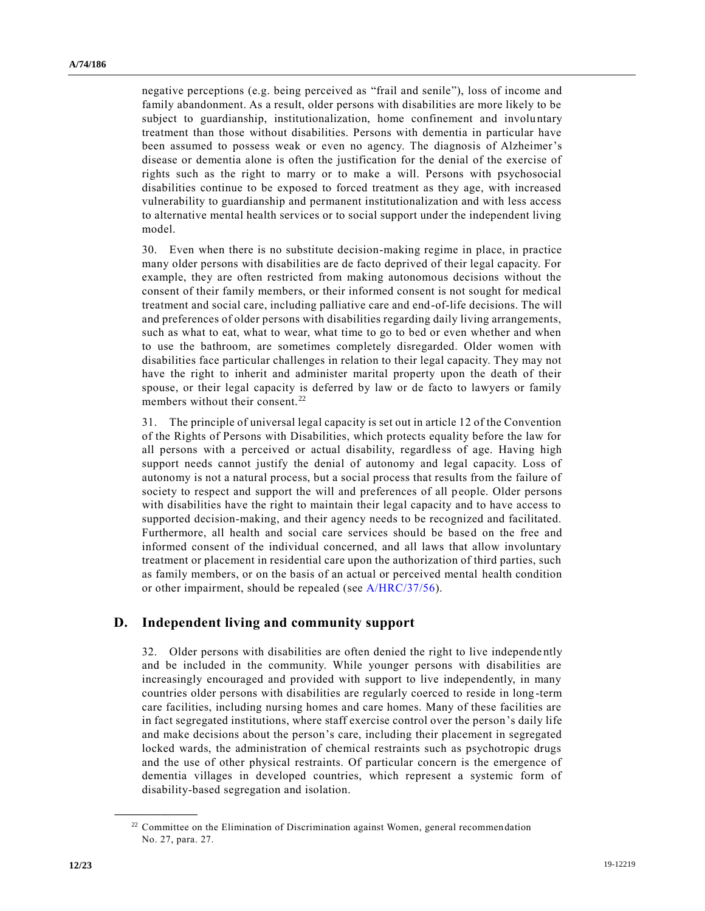negative perceptions (e.g. being perceived as "frail and senile"), loss of income and family abandonment. As a result, older persons with disabilities are more likely to be subject to guardianship, institutionalization, home confinement and involuntary treatment than those without disabilities. Persons with dementia in particular have been assumed to possess weak or even no agency. The diagnosis of Alzheimer's disease or dementia alone is often the justification for the denial of the exercise of rights such as the right to marry or to make a will. Persons with psychosocial disabilities continue to be exposed to forced treatment as they age, with increased vulnerability to guardianship and permanent institutionalization and with less access to alternative mental health services or to social support under the independent living model.

30. Even when there is no substitute decision-making regime in place, in practice many older persons with disabilities are de facto deprived of their legal capacity. For example, they are often restricted from making autonomous decisions without the consent of their family members, or their informed consent is not sought for medical treatment and social care, including palliative care and end-of-life decisions. The will and preferences of older persons with disabilities regarding daily living arrangements, such as what to eat, what to wear, what time to go to bed or even whether and when to use the bathroom, are sometimes completely disregarded. Older women with disabilities face particular challenges in relation to their legal capacity. They may not have the right to inherit and administer marital property upon the death of their spouse, or their legal capacity is deferred by law or de facto to lawyers or family members without their consent.[22]

31. The principle of universal legal capacity is set out in article 12 of the Convention of the Rights of Persons with Disabilities, which protects equality before the law for all persons with a perceived or actual disability, regardless of age. Having high support needs cannot justify the denial of autonomy and legal capacity. Loss of autonomy is not a natural process, but a social process that results from the failure of society to respect and support the will and preferences of all people. Older persons with disabilities have the right to maintain their legal capacity and to have access to supported decision-making, and their agency needs to be recognized and facilitated. Furthermore, all health and social care services should be based on the free and informed consent of the individual concerned, and all laws that allow involuntary treatment or placement in residential care upon the authorization of third parties, such as family members, or on the basis of an actual or perceived mental health condition or other impairment, should be repealed (see A/HRC/37/56).

## D. Independent living and community support

32. Older persons with disabilities are often denied the right to live independently and be included in the community. While younger persons with disabilities are increasingly encouraged and provided with support to live independently, in many countries older persons with disabilities are regularly coerced to reside in long-term care facilities, including nursing homes and care homes. Many of these facilities are in fact segregated institutions, where staff exercise control over the person's daily life and make decisions about the person's care, including their placement in segregated locked wards, the administration of chemical restraints such as psychotropic drugs and the use of other physical restraints. Of particular concern is the emergence of dementia villages in developed countries, which represent a systemic form of disability-based segregation and isolation.

---

[22] Committee on the Elimination of Discrimination against Women, general recommendation No. 27, para. 27.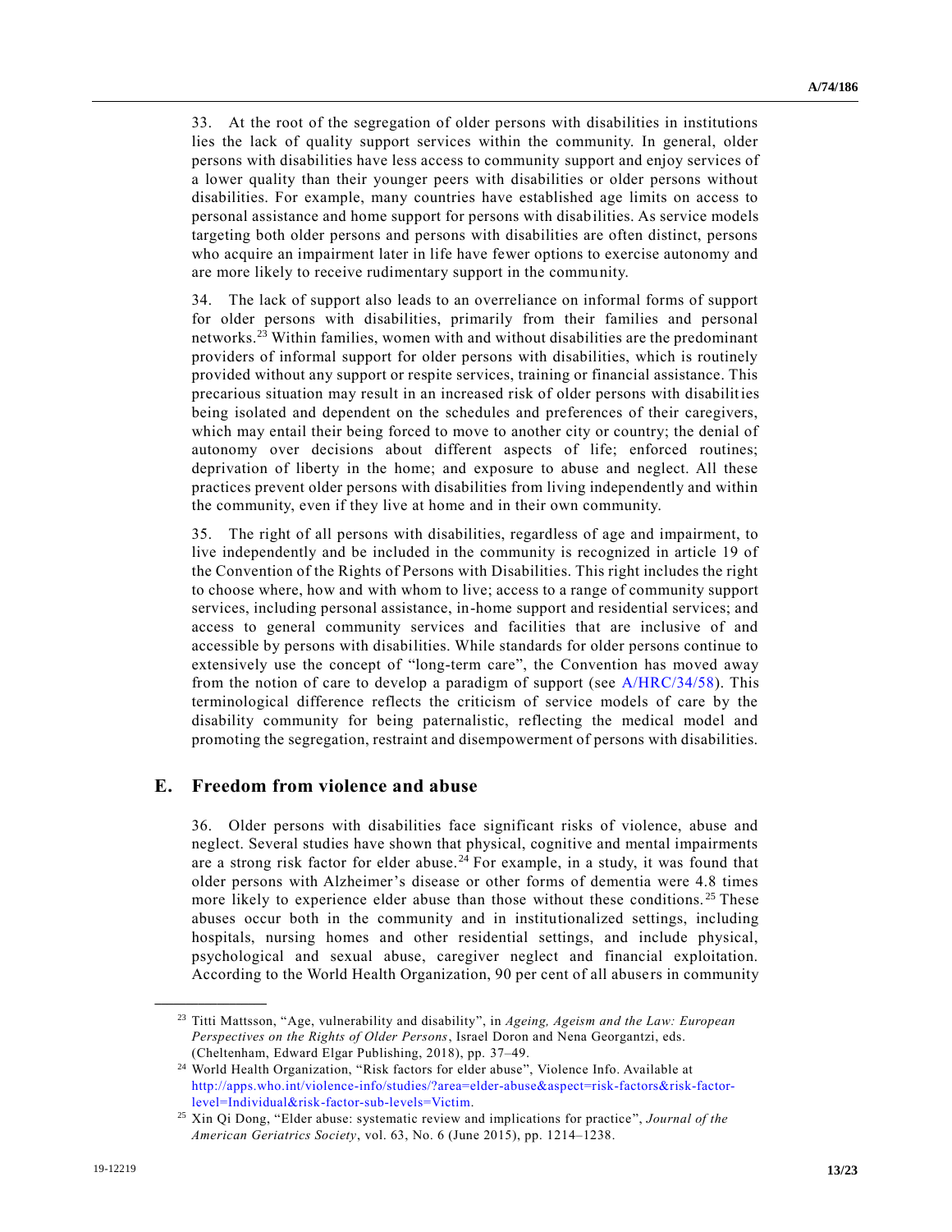33. At the root of the segregation of older persons with disabilities in institutions lies the lack of quality support services within the community. In general, older persons with disabilities have less access to community support and enjoy services of a lower quality than their younger peers with disabilities or older persons without disabilities. For example, many countries have established age limits on access to personal assistance and home support for persons with disabilities. As service models targeting both older persons and persons with disabilities are often distinct, persons who acquire an impairment later in life have fewer options to exercise autonomy and are more likely to receive rudimentary support in the community.

34. The lack of support also leads to an overreliance on informal forms of support for older persons with disabilities, primarily from their families and personal networks.[23] Within families, women with and without disabilities are the predominant providers of informal support for older persons with disabilities, which is routinely provided without any support or respite services, training or financial assistance. This precarious situation may result in an increased risk of older persons with disabilities being isolated and dependent on the schedules and preferences of their caregivers, which may entail their being forced to move to another city or country; the denial of autonomy over decisions about different aspects of life; enforced routines; deprivation of liberty in the home; and exposure to abuse and neglect. All these practices prevent older persons with disabilities from living independently and within the community, even if they live at home and in their own community.

35. The right of all persons with disabilities, regardless of age and impairment, to live independently and be included in the community is recognized in article 19 of the Convention of the Rights of Persons with Disabilities. This right includes the right to choose where, how and with whom to live; access to a range of community support services, including personal assistance, in-home support and residential services; and access to general community services and facilities that are inclusive of and accessible by persons with disabilities. While standards for older persons continue to extensively use the concept of "long-term care", the Convention has moved away from the notion of care to develop a paradigm of support (see A/HRC/34/58). This terminological difference reflects the criticism of service models of care by the disability community for being paternalistic, reflecting the medical model and promoting the segregation, restraint and disempowerment of persons with disabilities.

## E. Freedom from violence and abuse

36. Older persons with disabilities face significant risks of violence, abuse and neglect. Several studies have shown that physical, cognitive and mental impairments are a strong risk factor for elder abuse.[24] For example, in a study, it was found that older persons with Alzheimer's disease or other forms of dementia were 4.8 times more likely to experience elder abuse than those without these conditions.[25] These abuses occur both in the community and in institutionalized settings, including hospitals, nursing homes and other residential settings, and include physical, psychological and sexual abuse, caregiver neglect and financial exploitation. According to the World Health Organization, 90 per cent of all abusers in community

---

[23] Titti Mattsson, "Age, vulnerability and disability", in *Ageing, Ageism and the Law: European Perspectives on the Rights of Older Persons*, Israel Doron and Nena Georgantzi, eds. (Cheltenham, Edward Elgar Publishing, 2018), pp. 37–49.

[24] World Health Organization, "Risk factors for elder abuse", Violence Info. Available at http://apps.who.int/violence-info/studies/?area=elder-abuse&aspect=risk-factors&risk-factor-level=Individual&risk-factor-sub-levels=Victim.

[25] Xin Qi Dong, "Elder abuse: systematic review and implications for practice", *Journal of the American Geriatrics Society*, vol. 63, No. 6 (June 2015), pp. 1214–1238.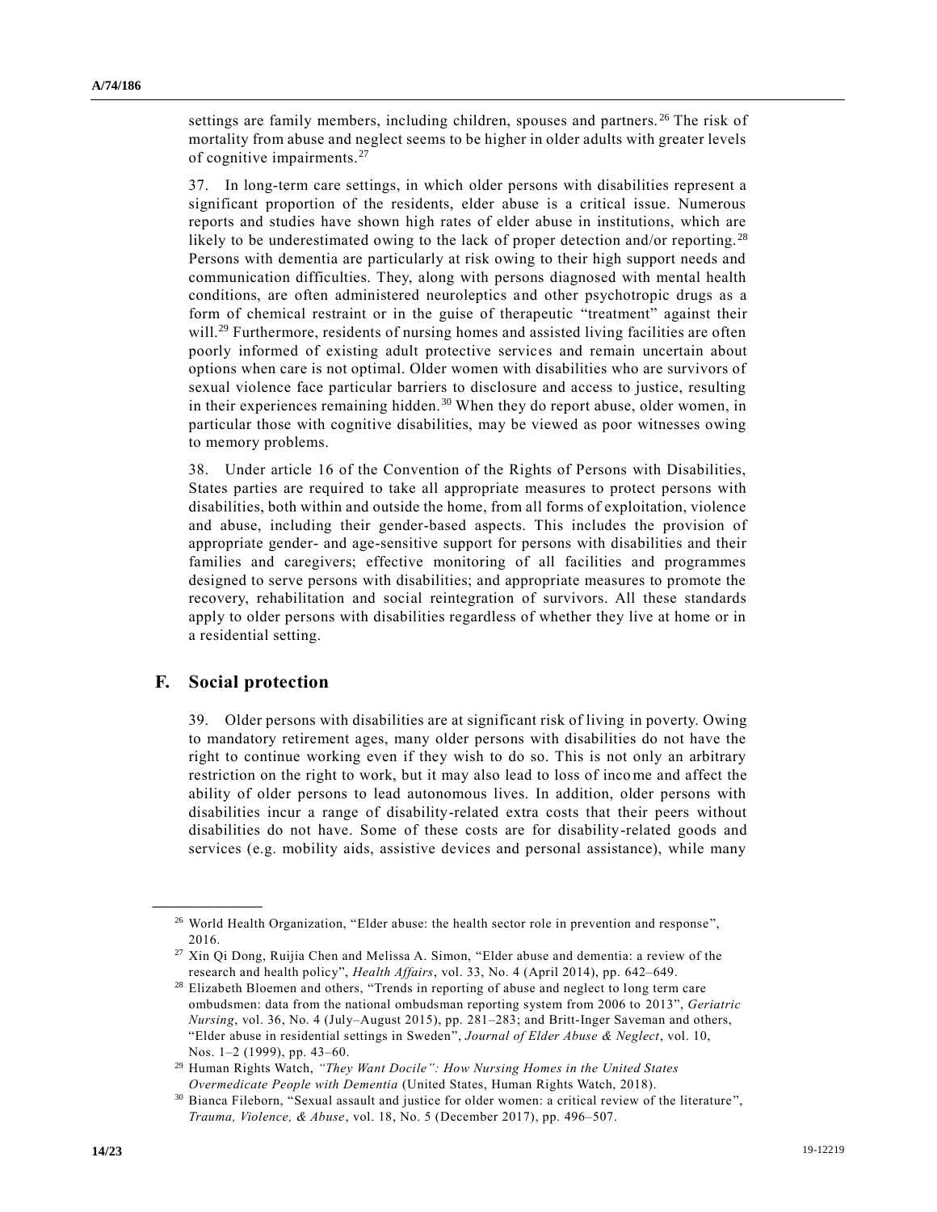settings are family members, including children, spouses and partners.[26] The risk of mortality from abuse and neglect seems to be higher in older adults with greater levels of cognitive impairments.[27]

37. In long-term care settings, in which older persons with disabilities represent a significant proportion of the residents, elder abuse is a critical issue. Numerous reports and studies have shown high rates of elder abuse in institutions, which are likely to be underestimated owing to the lack of proper detection and/or reporting.[28] Persons with dementia are particularly at risk owing to their high support needs and communication difficulties. They, along with persons diagnosed with mental health conditions, are often administered neuroleptics and other psychotropic drugs as a form of chemical restraint or in the guise of therapeutic "treatment" against their will.[29] Furthermore, residents of nursing homes and assisted living facilities are often poorly informed of existing adult protective services and remain uncertain about options when care is not optimal. Older women with disabilities who are survivors of sexual violence face particular barriers to disclosure and access to justice, resulting in their experiences remaining hidden.[30] When they do report abuse, older women, in particular those with cognitive disabilities, may be viewed as poor witnesses owing to memory problems.

38. Under article 16 of the Convention of the Rights of Persons with Disabilities, States parties are required to take all appropriate measures to protect persons with disabilities, both within and outside the home, from all forms of exploitation, violence and abuse, including their gender-based aspects. This includes the provision of appropriate gender- and age-sensitive support for persons with disabilities and their families and caregivers; effective monitoring of all facilities and programmes designed to serve persons with disabilities; and appropriate measures to promote the recovery, rehabilitation and social reintegration of survivors. All these standards apply to older persons with disabilities regardless of whether they live at home or in a residential setting.

## F. Social protection

39. Older persons with disabilities are at significant risk of living in poverty. Owing to mandatory retirement ages, many older persons with disabilities do not have the right to continue working even if they wish to do so. This is not only an arbitrary restriction on the right to work, but it may also lead to loss of income and affect the ability of older persons to lead autonomous lives. In addition, older persons with disabilities incur a range of disability-related extra costs that their peers without disabilities do not have. Some of these costs are for disability-related goods and services (e.g. mobility aids, assistive devices and personal assistance), while many

---

[26] World Health Organization, "Elder abuse: the health sector role in prevention and response", 2016.

[27] Xin Qi Dong, Ruijia Chen and Melissa A. Simon, "Elder abuse and dementia: a review of the research and health policy", *Health Affairs*, vol. 33, No. 4 (April 2014), pp. 642–649.

[28] Elizabeth Bloemen and others, "Trends in reporting of abuse and neglect to long term care ombudsmen: data from the national ombudsman reporting system from 2006 to 2013", *Geriatric Nursing*, vol. 36, No. 4 (July–August 2015), pp. 281–283; and Britt-Inger Saveman and others, "Elder abuse in residential settings in Sweden", *Journal of Elder Abuse & Neglect*, vol. 10, Nos. 1–2 (1999), pp. 43–60.

[29] Human Rights Watch, *"They Want Docile": How Nursing Homes in the United States Overmedicate People with Dementia* (United States, Human Rights Watch, 2018).

[30] Bianca Fileborn, "Sexual assault and justice for older women: a critical review of the literature", *Trauma, Violence, & Abuse*, vol. 18, No. 5 (December 2017), pp. 496–507.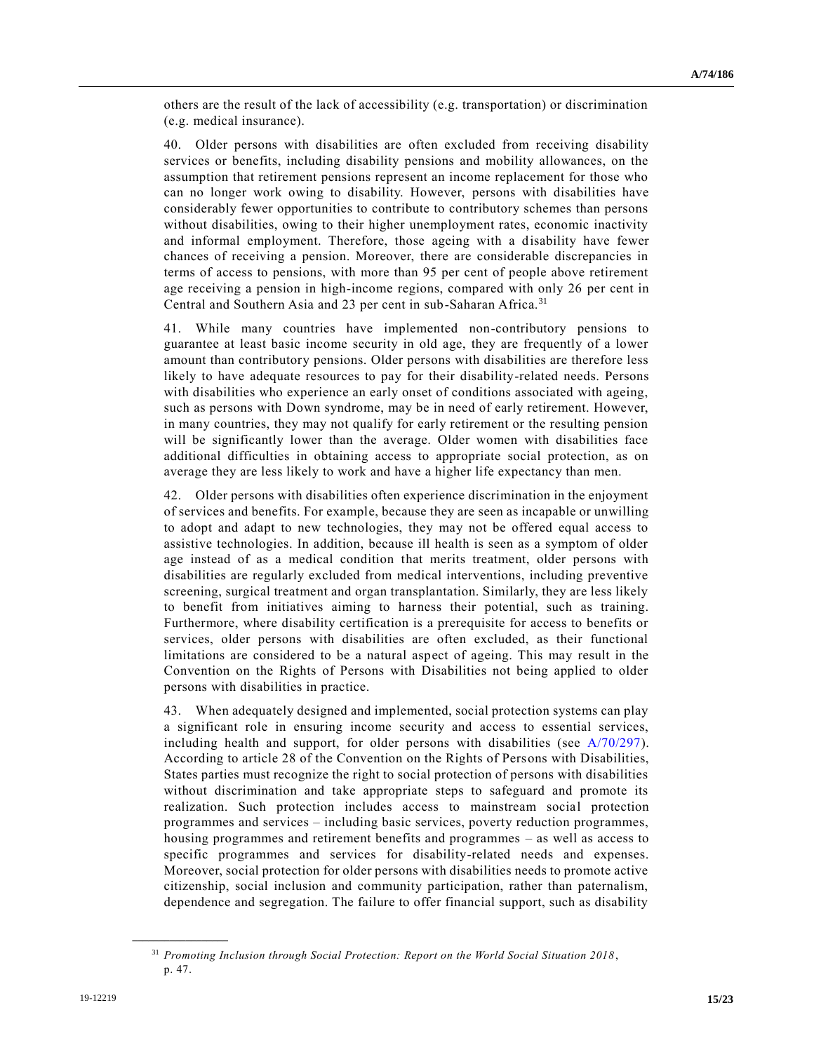others are the result of the lack of accessibility (e.g. transportation) or discrimination (e.g. medical insurance).

40. Older persons with disabilities are often excluded from receiving disability services or benefits, including disability pensions and mobility allowances, on the assumption that retirement pensions represent an income replacement for those who can no longer work owing to disability. However, persons with disabilities have considerably fewer opportunities to contribute to contributory schemes than persons without disabilities, owing to their higher unemployment rates, economic inactivity and informal employment. Therefore, those ageing with a disability have fewer chances of receiving a pension. Moreover, there are considerable discrepancies in terms of access to pensions, with more than 95 per cent of people above retirement age receiving a pension in high-income regions, compared with only 26 per cent in Central and Southern Asia and 23 per cent in sub-Saharan Africa.[31]

41. While many countries have implemented non-contributory pensions to guarantee at least basic income security in old age, they are frequently of a lower amount than contributory pensions. Older persons with disabilities are therefore less likely to have adequate resources to pay for their disability-related needs. Persons with disabilities who experience an early onset of conditions associated with ageing, such as persons with Down syndrome, may be in need of early retirement. However, in many countries, they may not qualify for early retirement or the resulting pension will be significantly lower than the average. Older women with disabilities face additional difficulties in obtaining access to appropriate social protection, as on average they are less likely to work and have a higher life expectancy than men.

42. Older persons with disabilities often experience discrimination in the enjoyment of services and benefits. For example, because they are seen as incapable or unwilling to adopt and adapt to new technologies, they may not be offered equal access to assistive technologies. In addition, because ill health is seen as a symptom of older age instead of as a medical condition that merits treatment, older persons with disabilities are regularly excluded from medical interventions, including preventive screening, surgical treatment and organ transplantation. Similarly, they are less likely to benefit from initiatives aiming to harness their potential, such as training. Furthermore, where disability certification is a prerequisite for access to benefits or services, older persons with disabilities are often excluded, as their functional limitations are considered to be a natural aspect of ageing. This may result in the Convention on the Rights of Persons with Disabilities not being applied to older persons with disabilities in practice.

43. When adequately designed and implemented, social protection systems can play a significant role in ensuring income security and access to essential services, including health and support, for older persons with disabilities (see A/70/297). According to article 28 of the Convention on the Rights of Persons with Disabilities, States parties must recognize the right to social protection of persons with disabilities without discrimination and take appropriate steps to safeguard and promote its realization. Such protection includes access to mainstream social protection programmes and services – including basic services, poverty reduction programmes, housing programmes and retirement benefits and programmes – as well as access to specific programmes and services for disability-related needs and expenses. Moreover, social protection for older persons with disabilities needs to promote active citizenship, social inclusion and community participation, rather than paternalism, dependence and segregation. The failure to offer financial support, such as disability

---

[31] *Promoting Inclusion through Social Protection: Report on the World Social Situation 2018*, p. 47.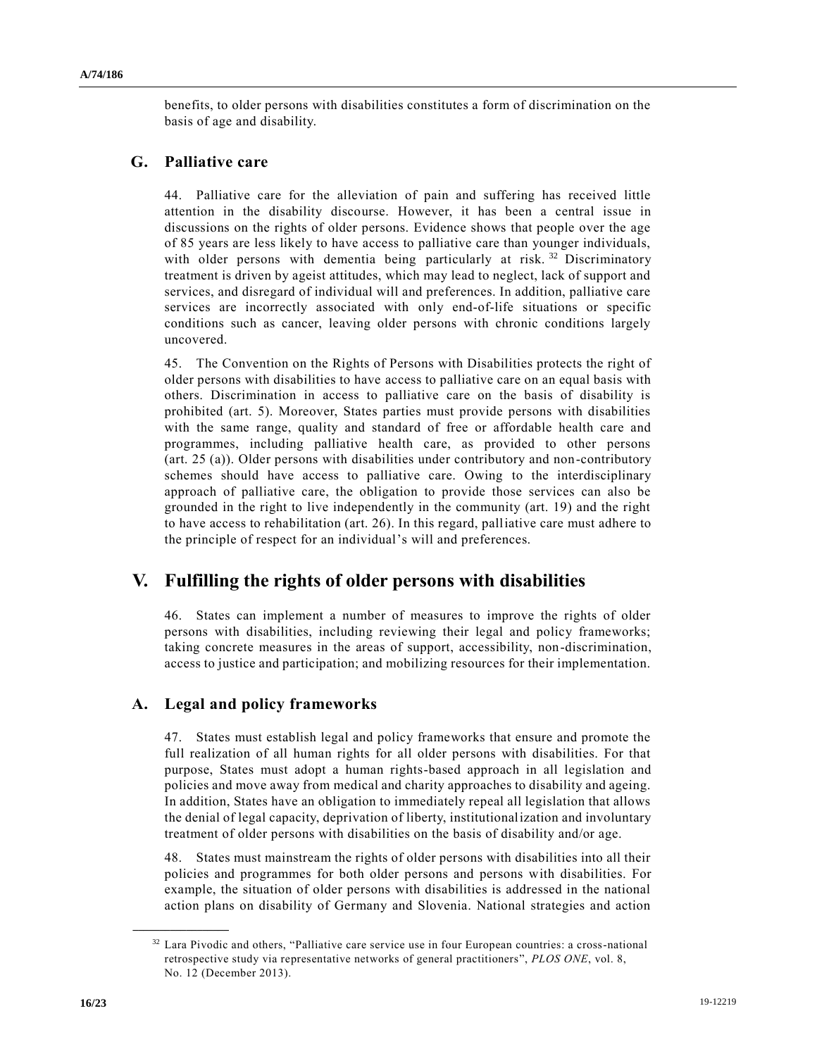benefits, to older persons with disabilities constitutes a form of discrimination on the basis of age and disability.

## G. Palliative care

44. Palliative care for the alleviation of pain and suffering has received little attention in the disability discourse. However, it has been a central issue in discussions on the rights of older persons. Evidence shows that people over the age of 85 years are less likely to have access to palliative care than younger individuals, with older persons with dementia being particularly at risk.[32] Discriminatory treatment is driven by ageist attitudes, which may lead to neglect, lack of support and services, and disregard of individual will and preferences. In addition, palliative care services are incorrectly associated with only end-of-life situations or specific conditions such as cancer, leaving older persons with chronic conditions largely uncovered.

45. The Convention on the Rights of Persons with Disabilities protects the right of older persons with disabilities to have access to palliative care on an equal basis with others. Discrimination in access to palliative care on the basis of disability is prohibited (art. 5). Moreover, States parties must provide persons with disabilities with the same range, quality and standard of free or affordable health care and programmes, including palliative health care, as provided to other persons (art. 25 (a)). Older persons with disabilities under contributory and non-contributory schemes should have access to palliative care. Owing to the interdisciplinary approach of palliative care, the obligation to provide those services can also be grounded in the right to live independently in the community (art. 19) and the right to have access to rehabilitation (art. 26). In this regard, palliative care must adhere to the principle of respect for an individual's will and preferences.

# V. Fulfilling the rights of older persons with disabilities

46. States can implement a number of measures to improve the rights of older persons with disabilities, including reviewing their legal and policy frameworks; taking concrete measures in the areas of support, accessibility, non-discrimination, access to justice and participation; and mobilizing resources for their implementation.

## A. Legal and policy frameworks

47. States must establish legal and policy frameworks that ensure and promote the full realization of all human rights for all older persons with disabilities. For that purpose, States must adopt a human rights-based approach in all legislation and policies and move away from medical and charity approaches to disability and ageing. In addition, States have an obligation to immediately repeal all legislation that allows the denial of legal capacity, deprivation of liberty, institutionalization and involuntary treatment of older persons with disabilities on the basis of disability and/or age.

48. States must mainstream the rights of older persons with disabilities into all their policies and programmes for both older persons and persons with disabilities. For example, the situation of older persons with disabilities is addressed in the national action plans on disability of Germany and Slovenia. National strategies and action

---

[32] Lara Pivodic and others, "Palliative care service use in four European countries: a cross-national retrospective study via representative networks of general practitioners", *PLOS ONE*, vol. 8, No. 12 (December 2013).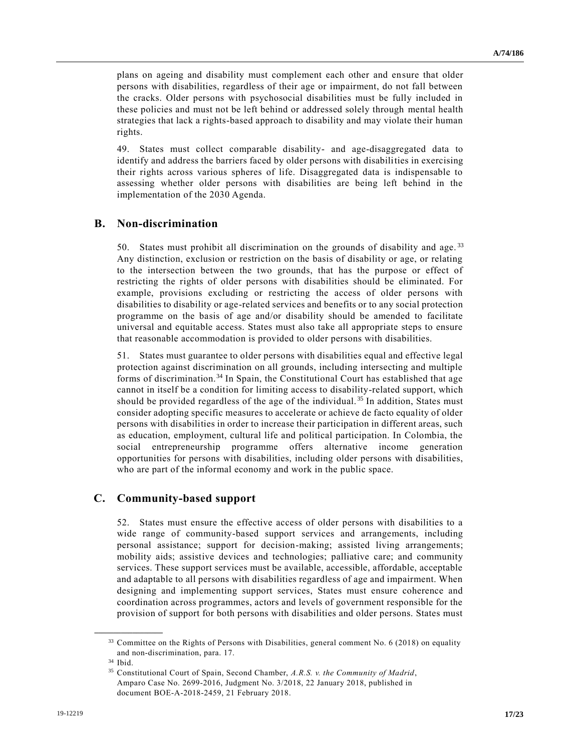plans on ageing and disability must complement each other and ensure that older persons with disabilities, regardless of their age or impairment, do not fall between the cracks. Older persons with psychosocial disabilities must be fully included in these policies and must not be left behind or addressed solely through mental health strategies that lack a rights-based approach to disability and may violate their human rights.

49. States must collect comparable disability- and age-disaggregated data to identify and address the barriers faced by older persons with disabilities in exercising their rights across various spheres of life. Disaggregated data is indispensable to assessing whether older persons with disabilities are being left behind in the implementation of the 2030 Agenda.

## B. Non-discrimination

50. States must prohibit all discrimination on the grounds of disability and age.[33] Any distinction, exclusion or restriction on the basis of disability or age, or relating to the intersection between the two grounds, that has the purpose or effect of restricting the rights of older persons with disabilities should be eliminated. For example, provisions excluding or restricting the access of older persons with disabilities to disability or age-related services and benefits or to any social protection programme on the basis of age and/or disability should be amended to facilitate universal and equitable access. States must also take all appropriate steps to ensure that reasonable accommodation is provided to older persons with disabilities.

51. States must guarantee to older persons with disabilities equal and effective legal protection against discrimination on all grounds, including intersecting and multiple forms of discrimination.[34] In Spain, the Constitutional Court has established that age cannot in itself be a condition for limiting access to disability-related support, which should be provided regardless of the age of the individual.[35] In addition, States must consider adopting specific measures to accelerate or achieve de facto equality of older persons with disabilities in order to increase their participation in different areas, such as education, employment, cultural life and political participation. In Colombia, the social entrepreneurship programme offers alternative income generation opportunities for persons with disabilities, including older persons with disabilities, who are part of the informal economy and work in the public space.

## C. Community-based support

52. States must ensure the effective access of older persons with disabilities to a wide range of community-based support services and arrangements, including personal assistance; support for decision-making; assisted living arrangements; mobility aids; assistive devices and technologies; palliative care; and community services. These support services must be available, accessible, affordable, acceptable and adaptable to all persons with disabilities regardless of age and impairment. When designing and implementing support services, States must ensure coherence and coordination across programmes, actors and levels of government responsible for the provision of support for both persons with disabilities and older persons. States must

---

[33] Committee on the Rights of Persons with Disabilities, general comment No. 6 (2018) on equality and non-discrimination, para. 17.

[34] Ibid.

[35] Constitutional Court of Spain, Second Chamber, *A.R.S. v. the Community of Madrid*, Amparo Case No. 2699-2016, Judgment No. 3/2018, 22 January 2018, published in document BOE-A-2018-2459, 21 February 2018.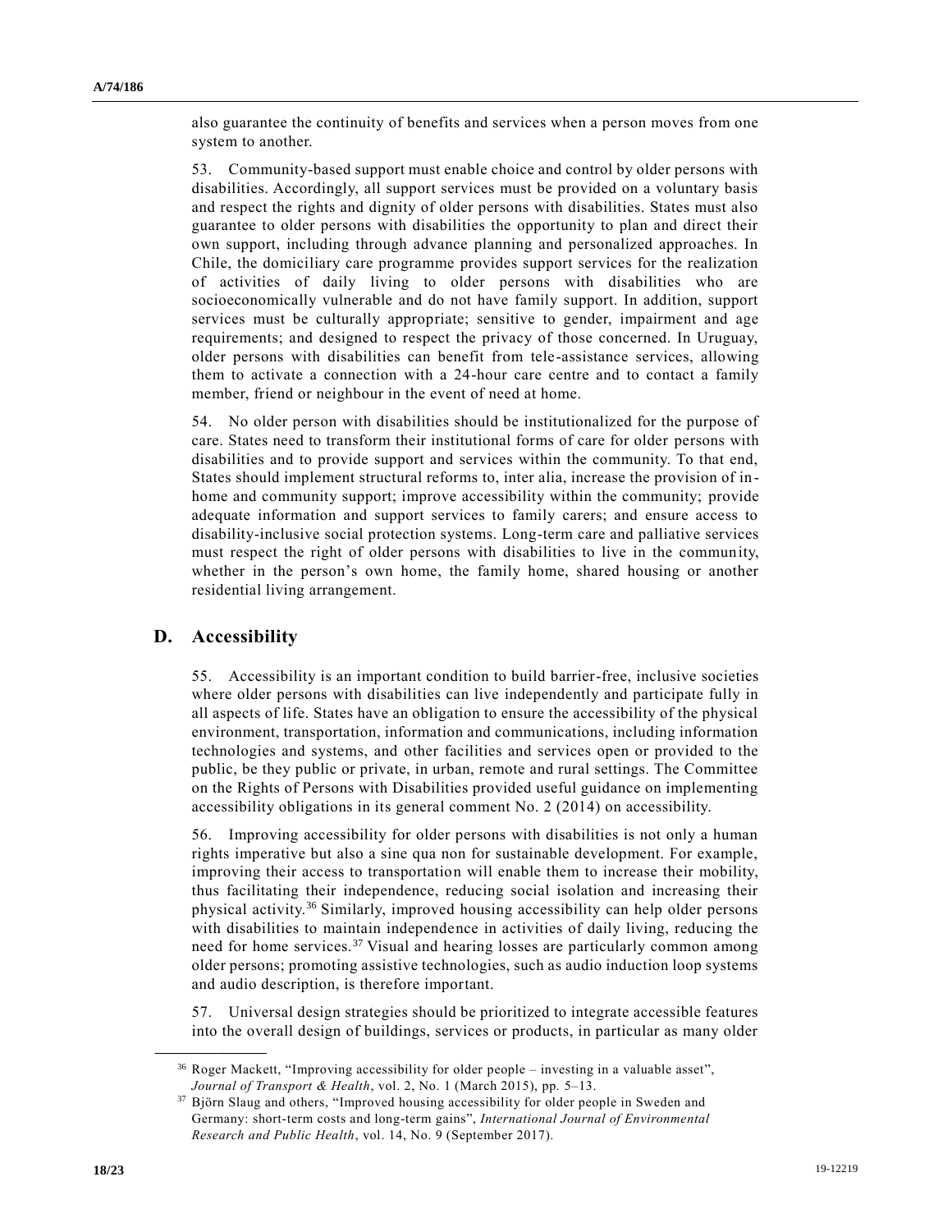also guarantee the continuity of benefits and services when a person moves from one system to another.

53. Community-based support must enable choice and control by older persons with disabilities. Accordingly, all support services must be provided on a voluntary basis and respect the rights and dignity of older persons with disabilities. States must also guarantee to older persons with disabilities the opportunity to plan and direct their own support, including through advance planning and personalized approaches. In Chile, the domiciliary care programme provides support services for the realization of activities of daily living to older persons with disabilities who are socioeconomically vulnerable and do not have family support. In addition, support services must be culturally appropriate; sensitive to gender, impairment and age requirements; and designed to respect the privacy of those concerned. In Uruguay, older persons with disabilities can benefit from tele-assistance services, allowing them to activate a connection with a 24-hour care centre and to contact a family member, friend or neighbour in the event of need at home.

54. No older person with disabilities should be institutionalized for the purpose of care. States need to transform their institutional forms of care for older persons with disabilities and to provide support and services within the community. To that end, States should implement structural reforms to, inter alia, increase the provision of in-home and community support; improve accessibility within the community; provide adequate information and support services to family carers; and ensure access to disability-inclusive social protection systems. Long-term care and palliative services must respect the right of older persons with disabilities to live in the community, whether in the person's own home, the family home, shared housing or another residential living arrangement.

## D. Accessibility

55. Accessibility is an important condition to build barrier-free, inclusive societies where older persons with disabilities can live independently and participate fully in all aspects of life. States have an obligation to ensure the accessibility of the physical environment, transportation, information and communications, including information technologies and systems, and other facilities and services open or provided to the public, be they public or private, in urban, remote and rural settings. The Committee on the Rights of Persons with Disabilities provided useful guidance on implementing accessibility obligations in its general comment No. 2 (2014) on accessibility.

56. Improving accessibility for older persons with disabilities is not only a human rights imperative but also a sine qua non for sustainable development. For example, improving their access to transportation will enable them to increase their mobility, thus facilitating their independence, reducing social isolation and increasing their physical activity.[36] Similarly, improved housing accessibility can help older persons with disabilities to maintain independence in activities of daily living, reducing the need for home services.[37] Visual and hearing losses are particularly common among older persons; promoting assistive technologies, such as audio induction loop systems and audio description, is therefore important.

57. Universal design strategies should be prioritized to integrate accessible features into the overall design of buildings, services or products, in particular as many older

---

[36] Roger Mackett, "Improving accessibility for older people – investing in a valuable asset", *Journal of Transport & Health*, vol. 2, No. 1 (March 2015), pp. 5–13.

[37] Björn Slaug and others, "Improved housing accessibility for older people in Sweden and Germany: short-term costs and long-term gains", *International Journal of Environmental Research and Public Health*, vol. 14, No. 9 (September 2017).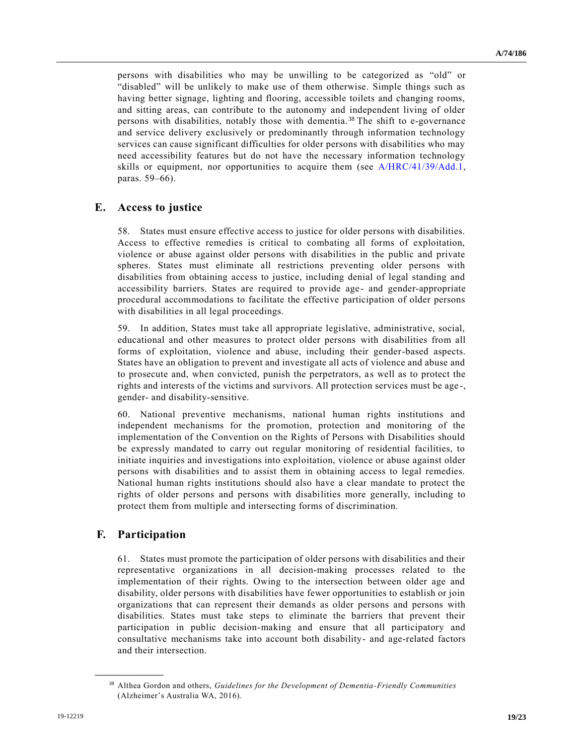persons with disabilities who may be unwilling to be categorized as "old" or "disabled" will be unlikely to make use of them otherwise. Simple things such as having better signage, lighting and flooring, accessible toilets and changing rooms, and sitting areas, can contribute to the autonomy and independent living of older persons with disabilities, notably those with dementia.[38] The shift to e-governance and service delivery exclusively or predominantly through information technology services can cause significant difficulties for older persons with disabilities who may need accessibility features but do not have the necessary information technology skills or equipment, nor opportunities to acquire them (see A/HRC/41/39/Add.1, paras. 59–66).

## E. Access to justice

58. States must ensure effective access to justice for older persons with disabilities. Access to effective remedies is critical to combating all forms of exploitation, violence or abuse against older persons with disabilities in the public and private spheres. States must eliminate all restrictions preventing older persons with disabilities from obtaining access to justice, including denial of legal standing and accessibility barriers. States are required to provide age- and gender-appropriate procedural accommodations to facilitate the effective participation of older persons with disabilities in all legal proceedings.

59. In addition, States must take all appropriate legislative, administrative, social, educational and other measures to protect older persons with disabilities from all forms of exploitation, violence and abuse, including their gender-based aspects. States have an obligation to prevent and investigate all acts of violence and abuse and to prosecute and, when convicted, punish the perpetrators, as well as to protect the rights and interests of the victims and survivors. All protection services must be age-, gender- and disability-sensitive.

60. National preventive mechanisms, national human rights institutions and independent mechanisms for the promotion, protection and monitoring of the implementation of the Convention on the Rights of Persons with Disabilities should be expressly mandated to carry out regular monitoring of residential facilities, to initiate inquiries and investigations into exploitation, violence or abuse against older persons with disabilities and to assist them in obtaining access to legal remedies. National human rights institutions should also have a clear mandate to protect the rights of older persons and persons with disabilities more generally, including to protect them from multiple and intersecting forms of discrimination.

## F. Participation

61. States must promote the participation of older persons with disabilities and their representative organizations in all decision-making processes related to the implementation of their rights. Owing to the intersection between older age and disability, older persons with disabilities have fewer opportunities to establish or join organizations that can represent their demands as older persons and persons with disabilities. States must take steps to eliminate the barriers that prevent their participation in public decision-making and ensure that all participatory and consultative mechanisms take into account both disability- and age-related factors and their intersection.

---

[38] Althea Gordon and others, *Guidelines for the Development of Dementia-Friendly Communities* (Alzheimer's Australia WA, 2016).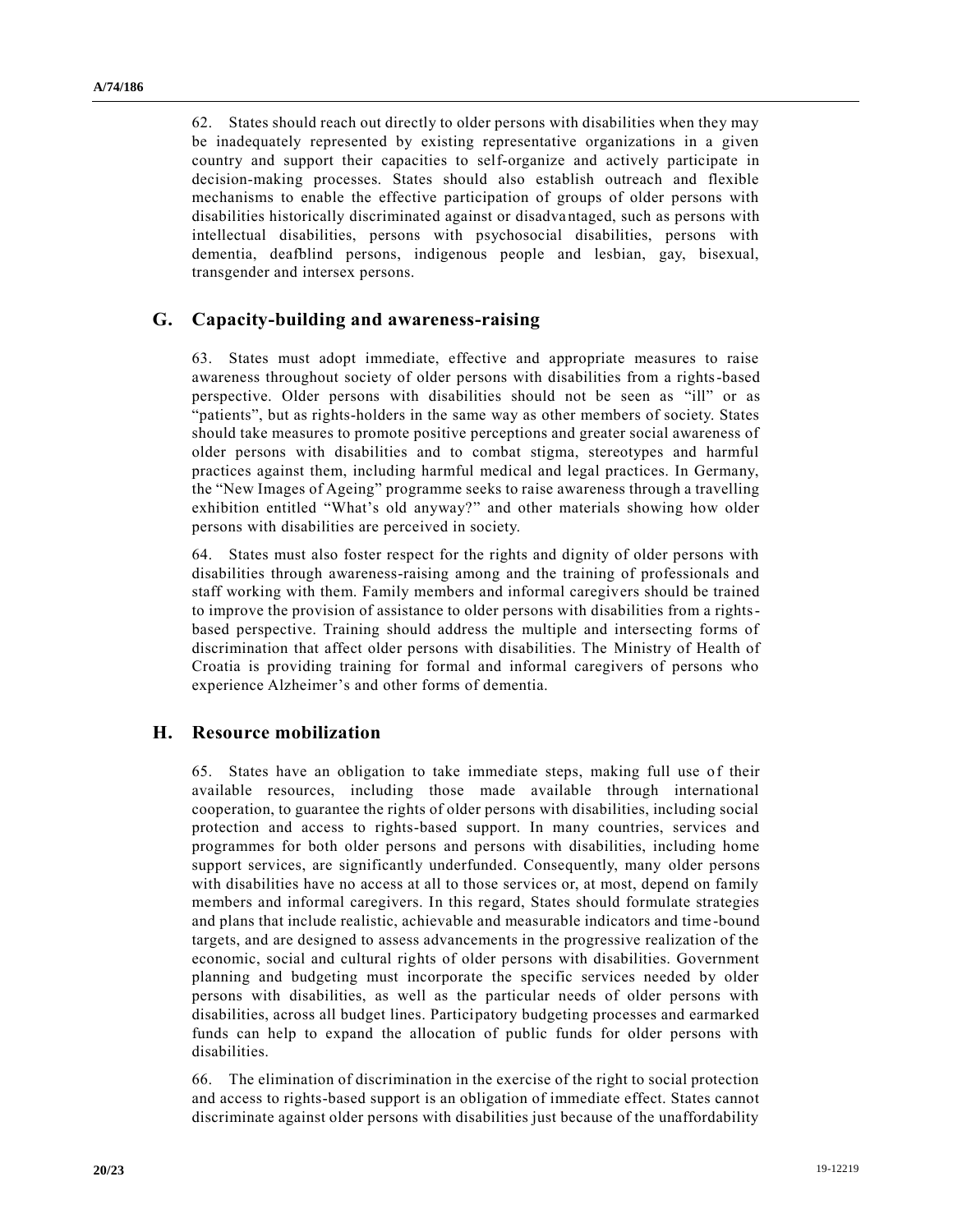62. States should reach out directly to older persons with disabilities when they may be inadequately represented by existing representative organizations in a given country and support their capacities to self-organize and actively participate in decision-making processes. States should also establish outreach and flexible mechanisms to enable the effective participation of groups of older persons with disabilities historically discriminated against or disadvantaged, such as persons with intellectual disabilities, persons with psychosocial disabilities, persons with dementia, deafblind persons, indigenous people and lesbian, gay, bisexual, transgender and intersex persons.

## G. Capacity-building and awareness-raising

63. States must adopt immediate, effective and appropriate measures to raise awareness throughout society of older persons with disabilities from a rights-based perspective. Older persons with disabilities should not be seen as "ill" or as "patients", but as rights-holders in the same way as other members of society. States should take measures to promote positive perceptions and greater social awareness of older persons with disabilities and to combat stigma, stereotypes and harmful practices against them, including harmful medical and legal practices. In Germany, the "New Images of Ageing" programme seeks to raise awareness through a travelling exhibition entitled "What's old anyway?" and other materials showing how older persons with disabilities are perceived in society.

64. States must also foster respect for the rights and dignity of older persons with disabilities through awareness-raising among and the training of professionals and staff working with them. Family members and informal caregivers should be trained to improve the provision of assistance to older persons with disabilities from a rights-based perspective. Training should address the multiple and intersecting forms of discrimination that affect older persons with disabilities. The Ministry of Health of Croatia is providing training for formal and informal caregivers of persons who experience Alzheimer's and other forms of dementia.

## H. Resource mobilization

65. States have an obligation to take immediate steps, making full use of their available resources, including those made available through international cooperation, to guarantee the rights of older persons with disabilities, including social protection and access to rights-based support. In many countries, services and programmes for both older persons and persons with disabilities, including home support services, are significantly underfunded. Consequently, many older persons with disabilities have no access at all to those services or, at most, depend on family members and informal caregivers. In this regard, States should formulate strategies and plans that include realistic, achievable and measurable indicators and time-bound targets, and are designed to assess advancements in the progressive realization of the economic, social and cultural rights of older persons with disabilities. Government planning and budgeting must incorporate the specific services needed by older persons with disabilities, as well as the particular needs of older persons with disabilities, across all budget lines. Participatory budgeting processes and earmarked funds can help to expand the allocation of public funds for older persons with disabilities.

66. The elimination of discrimination in the exercise of the right to social protection and access to rights-based support is an obligation of immediate effect. States cannot discriminate against older persons with disabilities just because of the unaffordability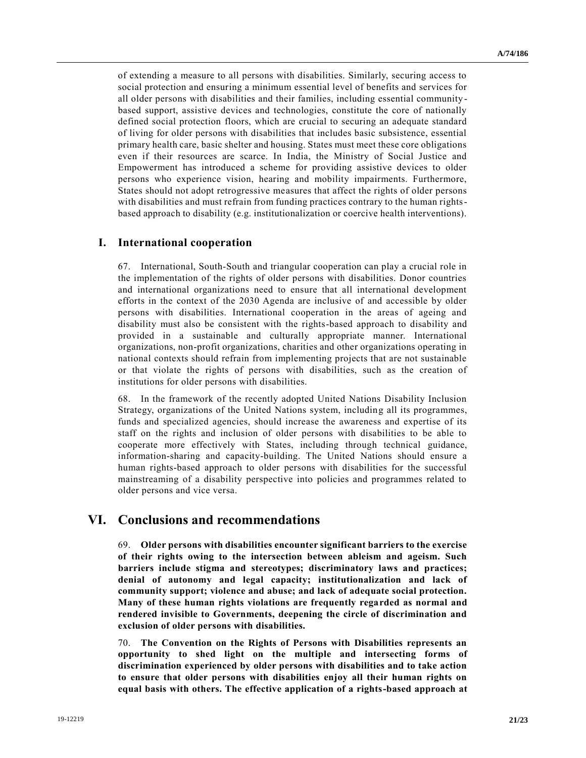of extending a measure to all persons with disabilities. Similarly, securing access to social protection and ensuring a minimum essential level of benefits and services for all older persons with disabilities and their families, including essential community-based support, assistive devices and technologies, constitute the core of nationally defined social protection floors, which are crucial to securing an adequate standard of living for older persons with disabilities that includes basic subsistence, essential primary health care, basic shelter and housing. States must meet these core obligations even if their resources are scarce. In India, the Ministry of Social Justice and Empowerment has introduced a scheme for providing assistive devices to older persons who experience vision, hearing and mobility impairments. Furthermore, States should not adopt retrogressive measures that affect the rights of older persons with disabilities and must refrain from funding practices contrary to the human rights-based approach to disability (e.g. institutionalization or coercive health interventions).

### I. International cooperation

67. International, South-South and triangular cooperation can play a crucial role in the implementation of the rights of older persons with disabilities. Donor countries and international organizations need to ensure that all international development efforts in the context of the 2030 Agenda are inclusive of and accessible by older persons with disabilities. International cooperation in the areas of ageing and disability must also be consistent with the rights-based approach to disability and provided in a sustainable and culturally appropriate manner. International organizations, non-profit organizations, charities and other organizations operating in national contexts should refrain from implementing projects that are not sustainable or that violate the rights of persons with disabilities, such as the creation of institutions for older persons with disabilities.

68. In the framework of the recently adopted United Nations Disability Inclusion Strategy, organizations of the United Nations system, including all its programmes, funds and specialized agencies, should increase the awareness and expertise of its staff on the rights and inclusion of older persons with disabilities to be able to cooperate more effectively with States, including through technical guidance, information-sharing and capacity-building. The United Nations should ensure a human rights-based approach to older persons with disabilities for the successful mainstreaming of a disability perspective into policies and programmes related to older persons and vice versa.

## VI. Conclusions and recommendations

69. **Older persons with disabilities encounter significant barriers to the exercise of their rights owing to the intersection between ableism and ageism. Such barriers include stigma and stereotypes; discriminatory laws and practices; denial of autonomy and legal capacity; institutionalization and lack of community support; violence and abuse; and lack of adequate social protection. Many of these human rights violations are frequently regarded as normal and rendered invisible to Governments, deepening the circle of discrimination and exclusion of older persons with disabilities.**

70. **The Convention on the Rights of Persons with Disabilities represents an opportunity to shed light on the multiple and intersecting forms of discrimination experienced by older persons with disabilities and to take action to ensure that older persons with disabilities enjoy all their human rights on equal basis with others. The effective application of a rights-based approach at**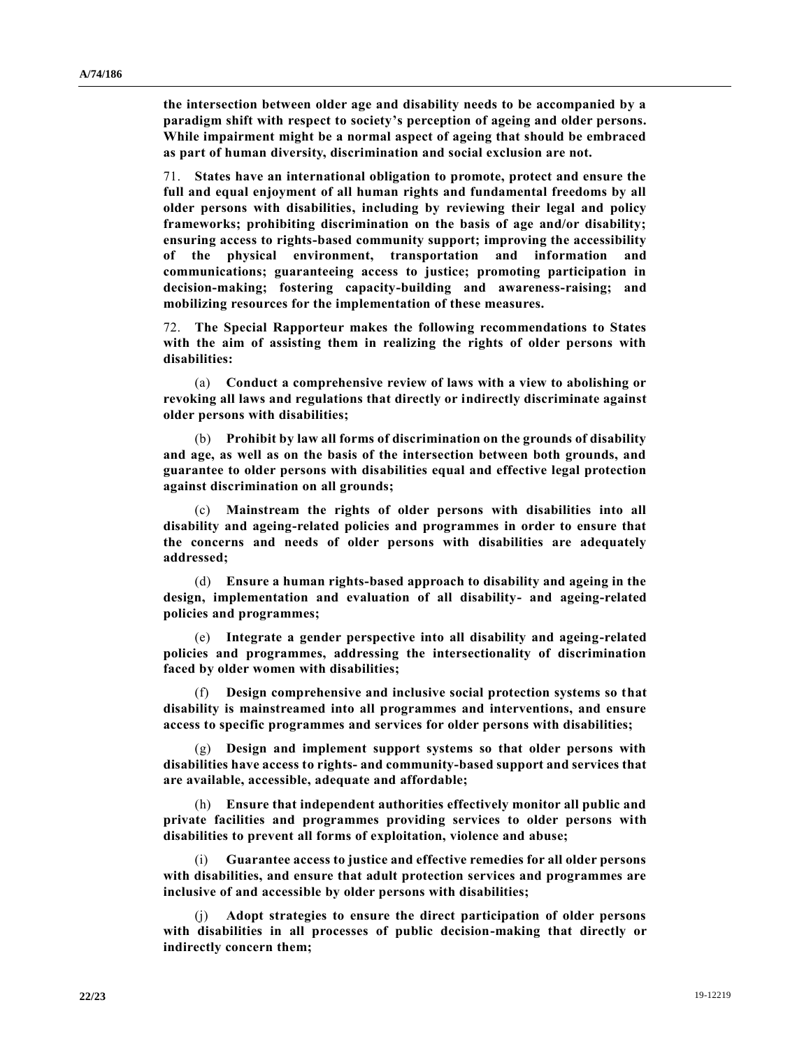**the intersection between older age and disability needs to be accompanied by a paradigm shift with respect to society's perception of ageing and older persons. While impairment might be a normal aspect of ageing that should be embraced as part of human diversity, discrimination and social exclusion are not.**

71. **States have an international obligation to promote, protect and ensure the full and equal enjoyment of all human rights and fundamental freedoms by all older persons with disabilities, including by reviewing their legal and policy frameworks; prohibiting discrimination on the basis of age and/or disability; ensuring access to rights-based community support; improving the accessibility of the physical environment, transportation and information and communications; guaranteeing access to justice; promoting participation in decision-making; fostering capacity-building and awareness-raising; and mobilizing resources for the implementation of these measures.**

72. **The Special Rapporteur makes the following recommendations to States with the aim of assisting them in realizing the rights of older persons with disabilities:**

(a) **Conduct a comprehensive review of laws with a view to abolishing or revoking all laws and regulations that directly or indirectly discriminate against older persons with disabilities;**

(b) **Prohibit by law all forms of discrimination on the grounds of disability and age, as well as on the basis of the intersection between both grounds, and guarantee to older persons with disabilities equal and effective legal protection against discrimination on all grounds;**

(c) **Mainstream the rights of older persons with disabilities into all disability and ageing-related policies and programmes in order to ensure that the concerns and needs of older persons with disabilities are adequately addressed;**

(d) **Ensure a human rights-based approach to disability and ageing in the design, implementation and evaluation of all disability- and ageing-related policies and programmes;**

(e) **Integrate a gender perspective into all disability and ageing-related policies and programmes, addressing the intersectionality of discrimination faced by older women with disabilities;**

(f) **Design comprehensive and inclusive social protection systems so that disability is mainstreamed into all programmes and interventions, and ensure access to specific programmes and services for older persons with disabilities;**

(g) **Design and implement support systems so that older persons with disabilities have access to rights- and community-based support and services that are available, accessible, adequate and affordable;**

(h) **Ensure that independent authorities effectively monitor all public and private facilities and programmes providing services to older persons with disabilities to prevent all forms of exploitation, violence and abuse;**

(i) **Guarantee access to justice and effective remedies for all older persons with disabilities, and ensure that adult protection services and programmes are inclusive of and accessible by older persons with disabilities;**

(j) **Adopt strategies to ensure the direct participation of older persons with disabilities in all processes of public decision-making that directly or indirectly concern them;**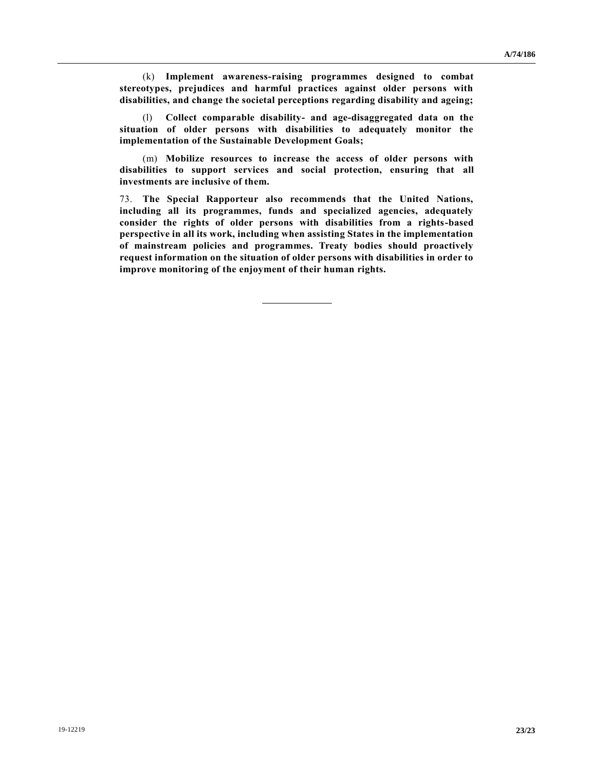(k) **Implement awareness-raising programmes designed to combat stereotypes, prejudices and harmful practices against older persons with disabilities, and change the societal perceptions regarding disability and ageing;**

(l) **Collect comparable disability- and age-disaggregated data on the situation of older persons with disabilities to adequately monitor the implementation of the Sustainable Development Goals;**

(m) **Mobilize resources to increase the access of older persons with disabilities to support services and social protection, ensuring that all investments are inclusive of them.**

73. **The Special Rapporteur also recommends that the United Nations, including all its programmes, funds and specialized agencies, adequately consider the rights of older persons with disabilities from a rights-based perspective in all its work, including when assisting States in the implementation of mainstream policies and programmes. Treaty bodies should proactively request information on the situation of older persons with disabilities in order to improve monitoring of the enjoyment of their human rights.**